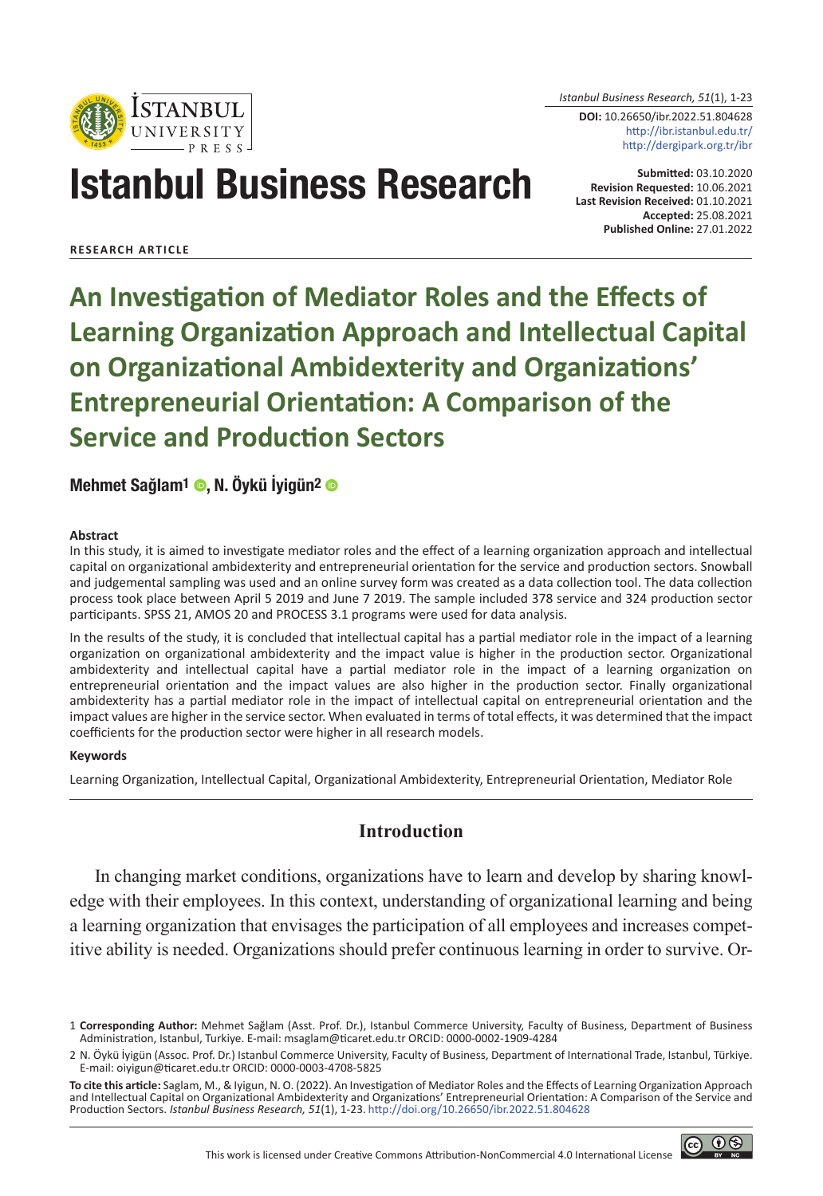Istanbul Business Research, 51(1), 1-23

**DOI:** 10.26650/ibr.2022.51.804628
http://ibr.istanbul.edu.tr/
http://dergipark.org.tr/ibr

# Istanbul Business Research

**Submitted:** 03.10.2020
**Revision Requested:** 10.06.2021
**Last Revision Received:** 01.10.2021
**Accepted:** 25.08.2021
**Published Online:** 27.01.2022

**RESEARCH ARTICLE**

# An Investigation of Mediator Roles and the Effects of Learning Organization Approach and Intellectual Capital on Organizational Ambidexterity and Organizations' Entrepreneurial Orientation: A Comparison of the Service and Production Sectors

**Mehmet Sağlam[1], N. Öykü İyigün[2]**

**Abstract**

In this study, it is aimed to investigate mediator roles and the effect of a learning organization approach and intellectual capital on organizational ambidexterity and entrepreneurial orientation for the service and production sectors. Snowball and judgemental sampling was used and an online survey form was created as a data collection tool. The data collection process took place between April 5 2019 and June 7 2019. The sample included 378 service and 324 production sector participants. SPSS 21, AMOS 20 and PROCESS 3.1 programs were used for data analysis.

In the results of the study, it is concluded that intellectual capital has a partial mediator role in the impact of a learning organization on organizational ambidexterity and the impact value is higher in the production sector. Organizational ambidexterity and intellectual capital have a partial mediator role in the impact of a learning organization on entrepreneurial orientation and the impact values are also higher in the production sector. Finally organizational ambidexterity has a partial mediator role in the impact of intellectual capital on entrepreneurial orientation and the impact values are higher in the service sector. When evaluated in terms of total effects, it was determined that the impact coefficients for the production sector were higher in all research models.

**Keywords**

Learning Organization, Intellectual Capital, Organizational Ambidexterity, Entrepreneurial Orientation, Mediator Role

## Introduction

In changing market conditions, organizations have to learn and develop by sharing knowledge with their employees. In this context, understanding of organizational learning and being a learning organization that envisages the participation of all employees and increases competitive ability is needed. Organizations should prefer continuous learning in order to survive. Or-

1 **Corresponding Author:** Mehmet Sağlam (Asst. Prof. Dr.), Istanbul Commerce University, Faculty of Business, Department of Business Administration, Istanbul, Turkiye. E-mail: msaglam@ticaret.edu.tr ORCID: 0000-0002-1909-4284

2 N. Öykü İyigün (Assoc. Prof. Dr.) Istanbul Commerce University, Faculty of Business, Department of International Trade, Istanbul, Türkiye. E-mail: oiyigun@ticaret.edu.tr ORCID: 0000-0003-4708-5825

**To cite this article:** Saglam, M., & Iyigun, N. O. (2022). An Investigation of Mediator Roles and the Effects of Learning Organization Approach and Intellectual Capital on Organizational Ambidexterity and Organizations' Entrepreneurial Orientation: A Comparison of the Service and Production Sectors. *Istanbul Business Research, 51*(1), 1-23. http://doi.org/10.26650/ibr.2022.51.804628

This work is licensed under Creative Commons Attribution-NonCommercial 4.0 International License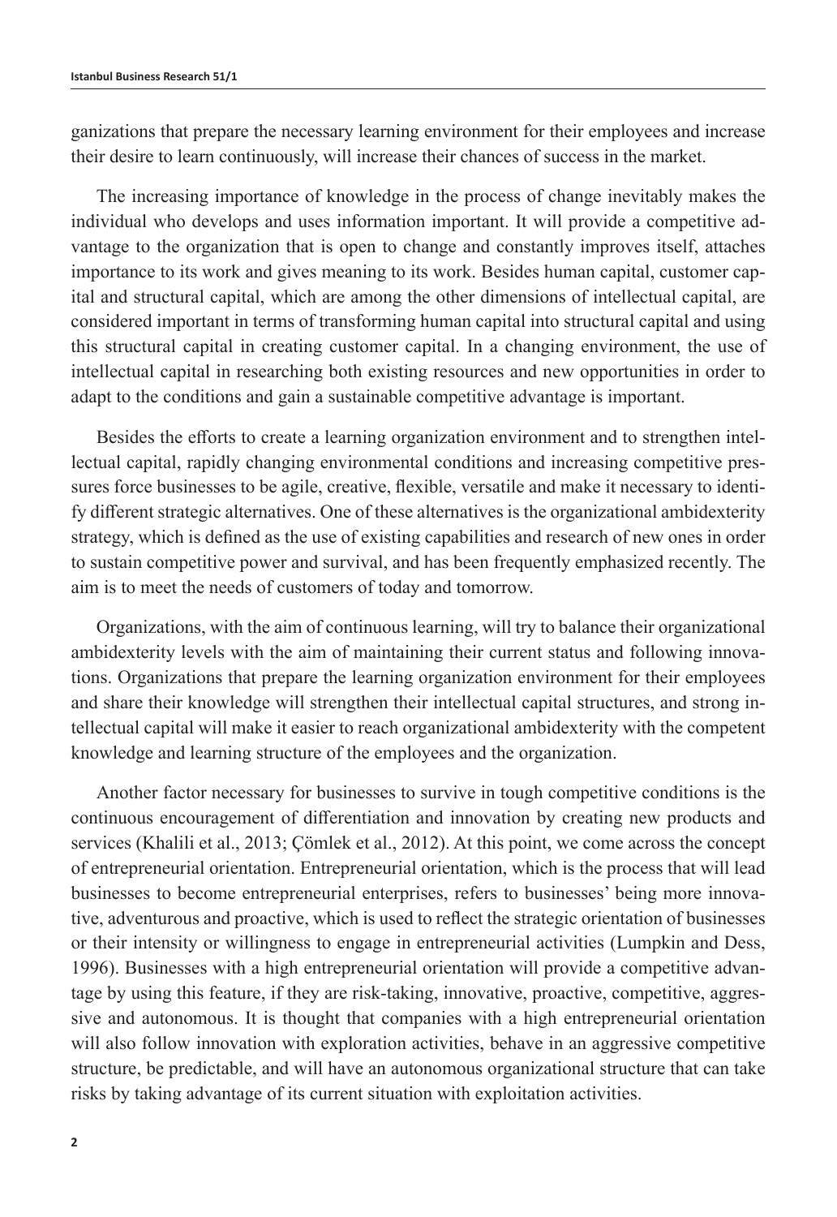ganizations that prepare the necessary learning environment for their employees and increase their desire to learn continuously, will increase their chances of success in the market.

The increasing importance of knowledge in the process of change inevitably makes the individual who develops and uses information important. It will provide a competitive advantage to the organization that is open to change and constantly improves itself, attaches importance to its work and gives meaning to its work. Besides human capital, customer capital and structural capital, which are among the other dimensions of intellectual capital, are considered important in terms of transforming human capital into structural capital and using this structural capital in creating customer capital. In a changing environment, the use of intellectual capital in researching both existing resources and new opportunities in order to adapt to the conditions and gain a sustainable competitive advantage is important.

Besides the efforts to create a learning organization environment and to strengthen intellectual capital, rapidly changing environmental conditions and increasing competitive pressures force businesses to be agile, creative, flexible, versatile and make it necessary to identify different strategic alternatives. One of these alternatives is the organizational ambidexterity strategy, which is defined as the use of existing capabilities and research of new ones in order to sustain competitive power and survival, and has been frequently emphasized recently. The aim is to meet the needs of customers of today and tomorrow.

Organizations, with the aim of continuous learning, will try to balance their organizational ambidexterity levels with the aim of maintaining their current status and following innovations. Organizations that prepare the learning organization environment for their employees and share their knowledge will strengthen their intellectual capital structures, and strong intellectual capital will make it easier to reach organizational ambidexterity with the competent knowledge and learning structure of the employees and the organization.

Another factor necessary for businesses to survive in tough competitive conditions is the continuous encouragement of differentiation and innovation by creating new products and services (Khalili et al., 2013; Çömlek et al., 2012). At this point, we come across the concept of entrepreneurial orientation. Entrepreneurial orientation, which is the process that will lead businesses to become entrepreneurial enterprises, refers to businesses' being more innovative, adventurous and proactive, which is used to reflect the strategic orientation of businesses or their intensity or willingness to engage in entrepreneurial activities (Lumpkin and Dess, 1996). Businesses with a high entrepreneurial orientation will provide a competitive advantage by using this feature, if they are risk-taking, innovative, proactive, competitive, aggressive and autonomous. It is thought that companies with a high entrepreneurial orientation will also follow innovation with exploration activities, behave in an aggressive competitive structure, be predictable, and will have an autonomous organizational structure that can take risks by taking advantage of its current situation with exploitation activities.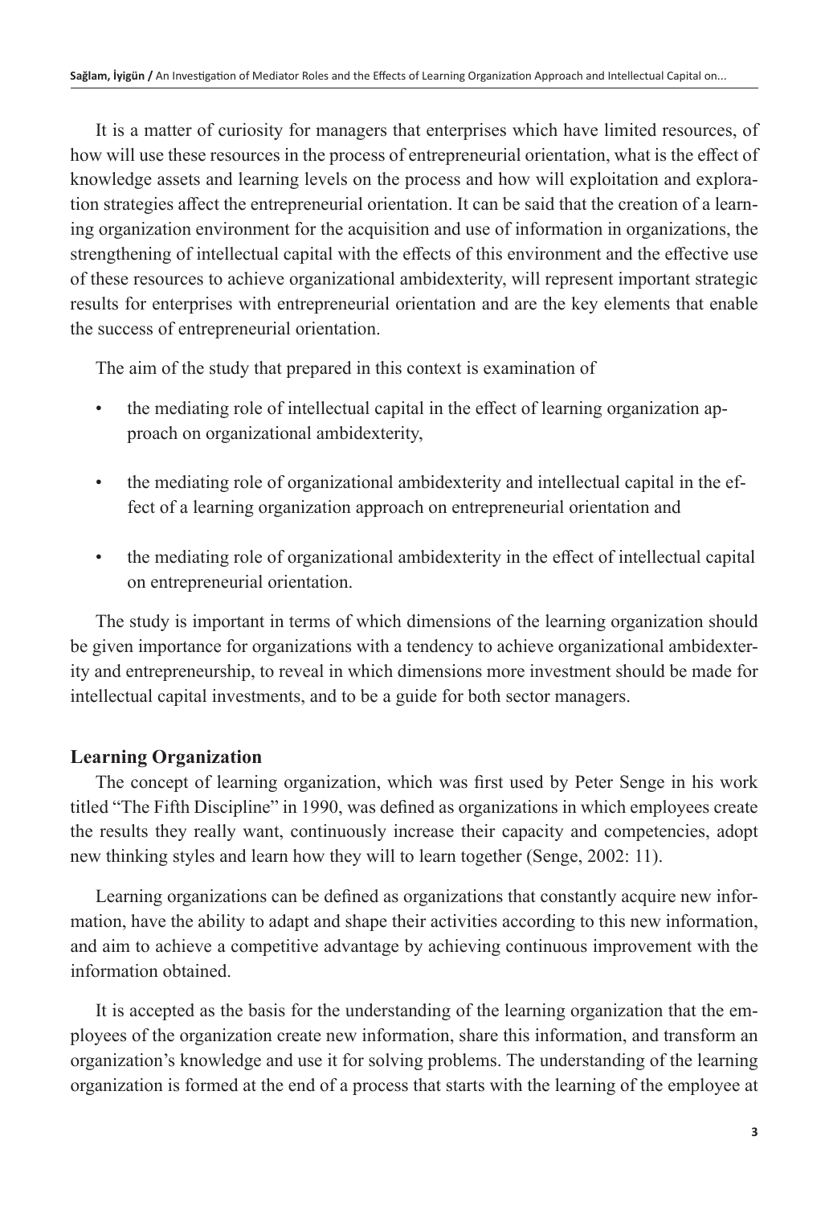It is a matter of curiosity for managers that enterprises which have limited resources, of how will use these resources in the process of entrepreneurial orientation, what is the effect of knowledge assets and learning levels on the process and how will exploitation and exploration strategies affect the entrepreneurial orientation. It can be said that the creation of a learning organization environment for the acquisition and use of information in organizations, the strengthening of intellectual capital with the effects of this environment and the effective use of these resources to achieve organizational ambidexterity, will represent important strategic results for enterprises with entrepreneurial orientation and are the key elements that enable the success of entrepreneurial orientation.

The aim of the study that prepared in this context is examination of

- the mediating role of intellectual capital in the effect of learning organization approach on organizational ambidexterity,
- the mediating role of organizational ambidexterity and intellectual capital in the effect of a learning organization approach on entrepreneurial orientation and
- the mediating role of organizational ambidexterity in the effect of intellectual capital on entrepreneurial orientation.

The study is important in terms of which dimensions of the learning organization should be given importance for organizations with a tendency to achieve organizational ambidexterity and entrepreneurship, to reveal in which dimensions more investment should be made for intellectual capital investments, and to be a guide for both sector managers.

## Learning Organization

The concept of learning organization, which was first used by Peter Senge in his work titled "The Fifth Discipline" in 1990, was defined as organizations in which employees create the results they really want, continuously increase their capacity and competencies, adopt new thinking styles and learn how they will to learn together (Senge, 2002: 11).

Learning organizations can be defined as organizations that constantly acquire new information, have the ability to adapt and shape their activities according to this new information, and aim to achieve a competitive advantage by achieving continuous improvement with the information obtained.

It is accepted as the basis for the understanding of the learning organization that the employees of the organization create new information, share this information, and transform an organization's knowledge and use it for solving problems. The understanding of the learning organization is formed at the end of a process that starts with the learning of the employee at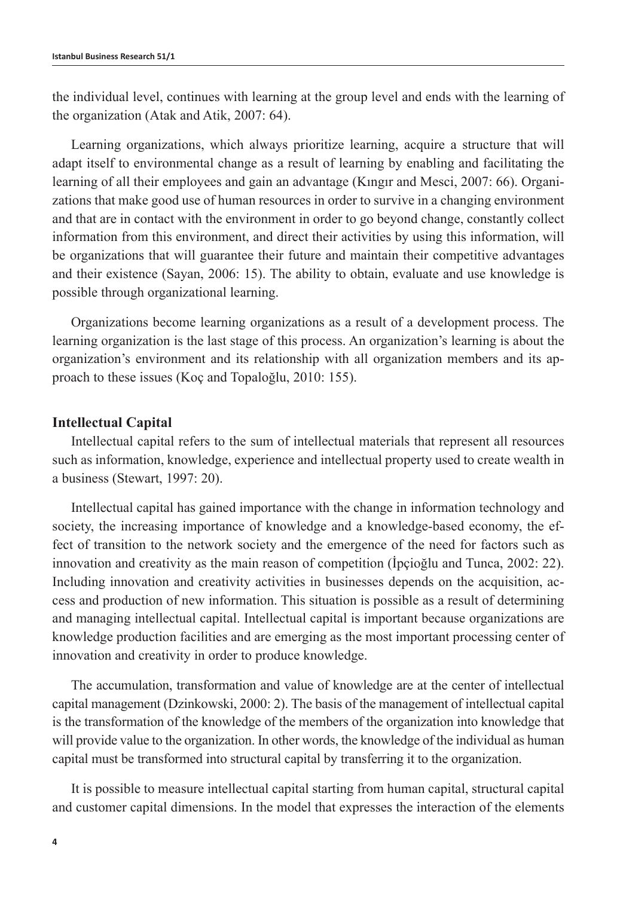the individual level, continues with learning at the group level and ends with the learning of the organization (Atak and Atik, 2007: 64).

Learning organizations, which always prioritize learning, acquire a structure that will adapt itself to environmental change as a result of learning by enabling and facilitating the learning of all their employees and gain an advantage (Kıngır and Mesci, 2007: 66). Organizations that make good use of human resources in order to survive in a changing environment and that are in contact with the environment in order to go beyond change, constantly collect information from this environment, and direct their activities by using this information, will be organizations that will guarantee their future and maintain their competitive advantages and their existence (Sayan, 2006: 15). The ability to obtain, evaluate and use knowledge is possible through organizational learning.

Organizations become learning organizations as a result of a development process. The learning organization is the last stage of this process. An organization's learning is about the organization's environment and its relationship with all organization members and its approach to these issues (Koç and Topaloğlu, 2010: 155).

## Intellectual Capital

Intellectual capital refers to the sum of intellectual materials that represent all resources such as information, knowledge, experience and intellectual property used to create wealth in a business (Stewart, 1997: 20).

Intellectual capital has gained importance with the change in information technology and society, the increasing importance of knowledge and a knowledge-based economy, the effect of transition to the network society and the emergence of the need for factors such as innovation and creativity as the main reason of competition (İpçioğlu and Tunca, 2002: 22). Including innovation and creativity activities in businesses depends on the acquisition, access and production of new information. This situation is possible as a result of determining and managing intellectual capital. Intellectual capital is important because organizations are knowledge production facilities and are emerging as the most important processing center of innovation and creativity in order to produce knowledge.

The accumulation, transformation and value of knowledge are at the center of intellectual capital management (Dzinkowski, 2000: 2). The basis of the management of intellectual capital is the transformation of the knowledge of the members of the organization into knowledge that will provide value to the organization. In other words, the knowledge of the individual as human capital must be transformed into structural capital by transferring it to the organization.

It is possible to measure intellectual capital starting from human capital, structural capital and customer capital dimensions. In the model that expresses the interaction of the elements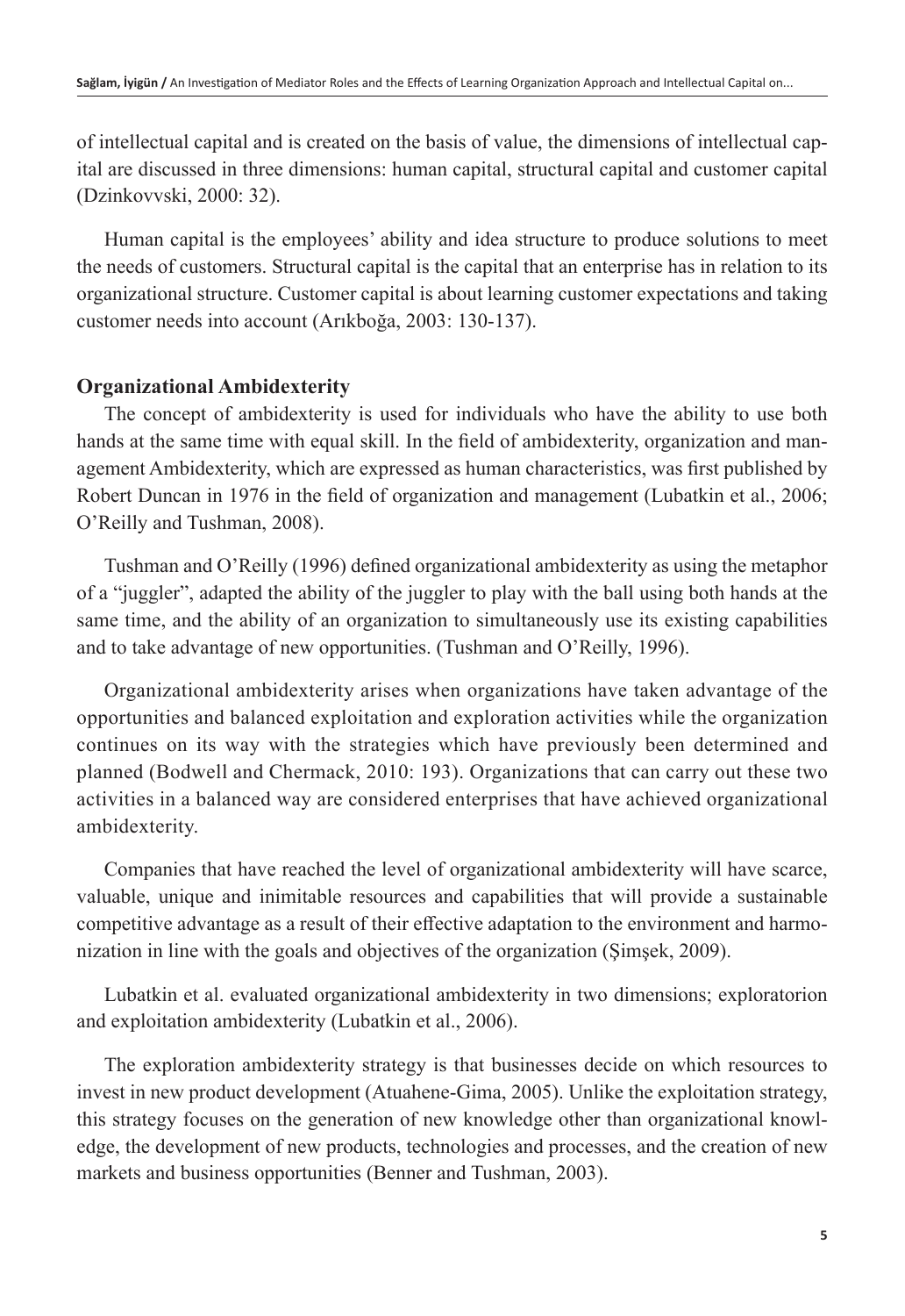of intellectual capital and is created on the basis of value, the dimensions of intellectual capital are discussed in three dimensions: human capital, structural capital and customer capital (Dzinkovvski, 2000: 32).

Human capital is the employees' ability and idea structure to produce solutions to meet the needs of customers. Structural capital is the capital that an enterprise has in relation to its organizational structure. Customer capital is about learning customer expectations and taking customer needs into account (Arıkboğa, 2003: 130-137).

## Organizational Ambidexterity

The concept of ambidexterity is used for individuals who have the ability to use both hands at the same time with equal skill. In the field of ambidexterity, organization and management Ambidexterity, which are expressed as human characteristics, was first published by Robert Duncan in 1976 in the field of organization and management (Lubatkin et al., 2006; O'Reilly and Tushman, 2008).

Tushman and O'Reilly (1996) defined organizational ambidexterity as using the metaphor of a "juggler", adapted the ability of the juggler to play with the ball using both hands at the same time, and the ability of an organization to simultaneously use its existing capabilities and to take advantage of new opportunities. (Tushman and O'Reilly, 1996).

Organizational ambidexterity arises when organizations have taken advantage of the opportunities and balanced exploitation and exploration activities while the organization continues on its way with the strategies which have previously been determined and planned (Bodwell and Chermack, 2010: 193). Organizations that can carry out these two activities in a balanced way are considered enterprises that have achieved organizational ambidexterity.

Companies that have reached the level of organizational ambidexterity will have scarce, valuable, unique and inimitable resources and capabilities that will provide a sustainable competitive advantage as a result of their effective adaptation to the environment and harmonization in line with the goals and objectives of the organization (Şimşek, 2009).

Lubatkin et al. evaluated organizational ambidexterity in two dimensions; exploratorion and exploitation ambidexterity (Lubatkin et al., 2006).

The exploration ambidexterity strategy is that businesses decide on which resources to invest in new product development (Atuahene-Gima, 2005). Unlike the exploitation strategy, this strategy focuses on the generation of new knowledge other than organizational knowledge, the development of new products, technologies and processes, and the creation of new markets and business opportunities (Benner and Tushman, 2003).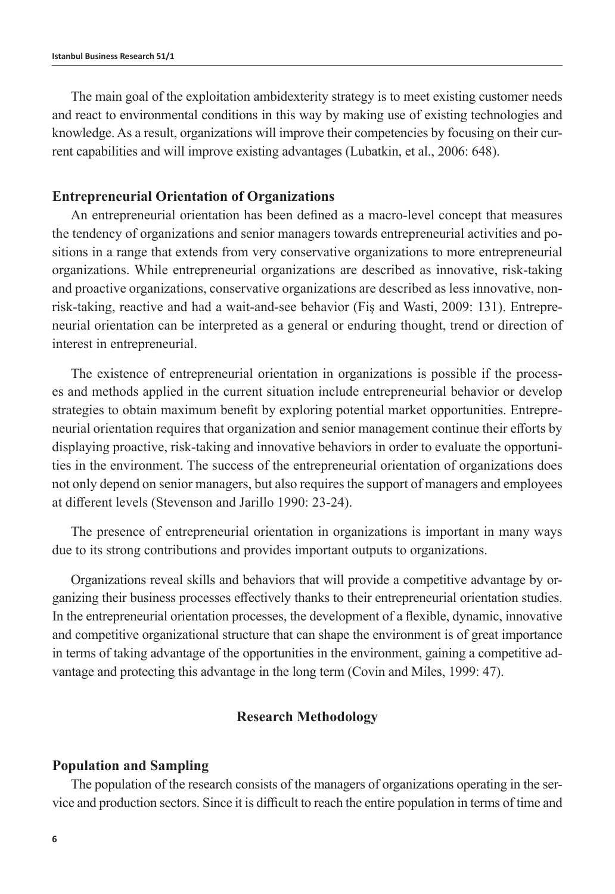The main goal of the exploitation ambidexterity strategy is to meet existing customer needs and react to environmental conditions in this way by making use of existing technologies and knowledge. As a result, organizations will improve their competencies by focusing on their current capabilities and will improve existing advantages (Lubatkin, et al., 2006: 648).

### Entrepreneurial Orientation of Organizations

An entrepreneurial orientation has been defined as a macro-level concept that measures the tendency of organizations and senior managers towards entrepreneurial activities and positions in a range that extends from very conservative organizations to more entrepreneurial organizations. While entrepreneurial organizations are described as innovative, risk-taking and proactive organizations, conservative organizations are described as less innovative, non-risk-taking, reactive and had a wait-and-see behavior (Fiş and Wasti, 2009: 131). Entrepreneurial orientation can be interpreted as a general or enduring thought, trend or direction of interest in entrepreneurial.

The existence of entrepreneurial orientation in organizations is possible if the processes and methods applied in the current situation include entrepreneurial behavior or develop strategies to obtain maximum benefit by exploring potential market opportunities. Entrepreneurial orientation requires that organization and senior management continue their efforts by displaying proactive, risk-taking and innovative behaviors in order to evaluate the opportunities in the environment. The success of the entrepreneurial orientation of organizations does not only depend on senior managers, but also requires the support of managers and employees at different levels (Stevenson and Jarillo 1990: 23-24).

The presence of entrepreneurial orientation in organizations is important in many ways due to its strong contributions and provides important outputs to organizations.

Organizations reveal skills and behaviors that will provide a competitive advantage by organizing their business processes effectively thanks to their entrepreneurial orientation studies. In the entrepreneurial orientation processes, the development of a flexible, dynamic, innovative and competitive organizational structure that can shape the environment is of great importance in terms of taking advantage of the opportunities in the environment, gaining a competitive advantage and protecting this advantage in the long term (Covin and Miles, 1999: 47).

## Research Methodology

### Population and Sampling

The population of the research consists of the managers of organizations operating in the service and production sectors. Since it is difficult to reach the entire population in terms of time and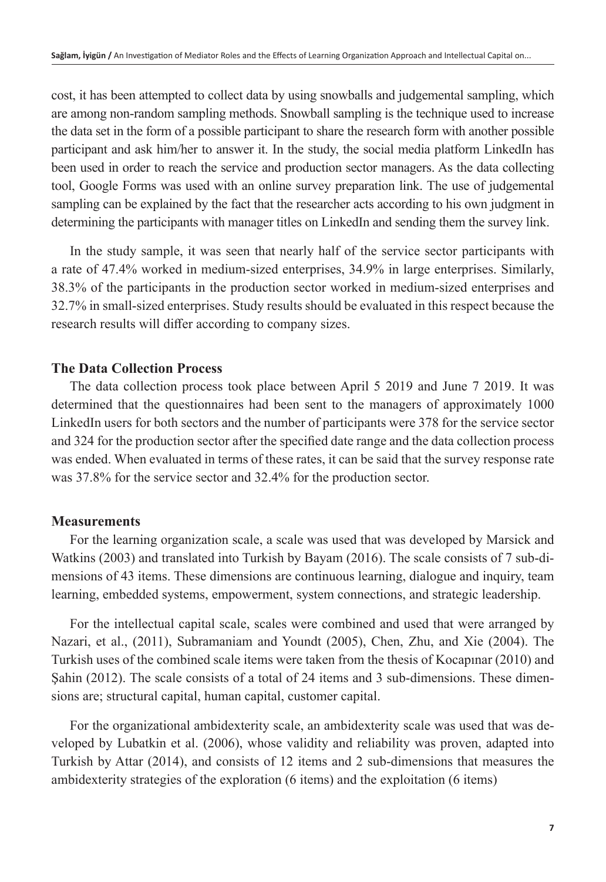cost, it has been attempted to collect data by using snowballs and judgemental sampling, which are among non-random sampling methods. Snowball sampling is the technique used to increase the data set in the form of a possible participant to share the research form with another possible participant and ask him/her to answer it. In the study, the social media platform LinkedIn has been used in order to reach the service and production sector managers. As the data collecting tool, Google Forms was used with an online survey preparation link. The use of judgemental sampling can be explained by the fact that the researcher acts according to his own judgment in determining the participants with manager titles on LinkedIn and sending them the survey link.

In the study sample, it was seen that nearly half of the service sector participants with a rate of 47.4% worked in medium-sized enterprises, 34.9% in large enterprises. Similarly, 38.3% of the participants in the production sector worked in medium-sized enterprises and 32.7% in small-sized enterprises. Study results should be evaluated in this respect because the research results will differ according to company sizes.

### The Data Collection Process

The data collection process took place between April 5 2019 and June 7 2019. It was determined that the questionnaires had been sent to the managers of approximately 1000 LinkedIn users for both sectors and the number of participants were 378 for the service sector and 324 for the production sector after the specified date range and the data collection process was ended. When evaluated in terms of these rates, it can be said that the survey response rate was 37.8% for the service sector and 32.4% for the production sector.

### Measurements

For the learning organization scale, a scale was used that was developed by Marsick and Watkins (2003) and translated into Turkish by Bayam (2016). The scale consists of 7 sub-dimensions of 43 items. These dimensions are continuous learning, dialogue and inquiry, team learning, embedded systems, empowerment, system connections, and strategic leadership.

For the intellectual capital scale, scales were combined and used that were arranged by Nazari, et al., (2011), Subramaniam and Youndt (2005), Chen, Zhu, and Xie (2004). The Turkish uses of the combined scale items were taken from the thesis of Kocapınar (2010) and Şahin (2012). The scale consists of a total of 24 items and 3 sub-dimensions. These dimensions are; structural capital, human capital, customer capital.

For the organizational ambidexterity scale, an ambidexterity scale was used that was developed by Lubatkin et al. (2006), whose validity and reliability was proven, adapted into Turkish by Attar (2014), and consists of 12 items and 2 sub-dimensions that measures the ambidexterity strategies of the exploration (6 items) and the exploitation (6 items)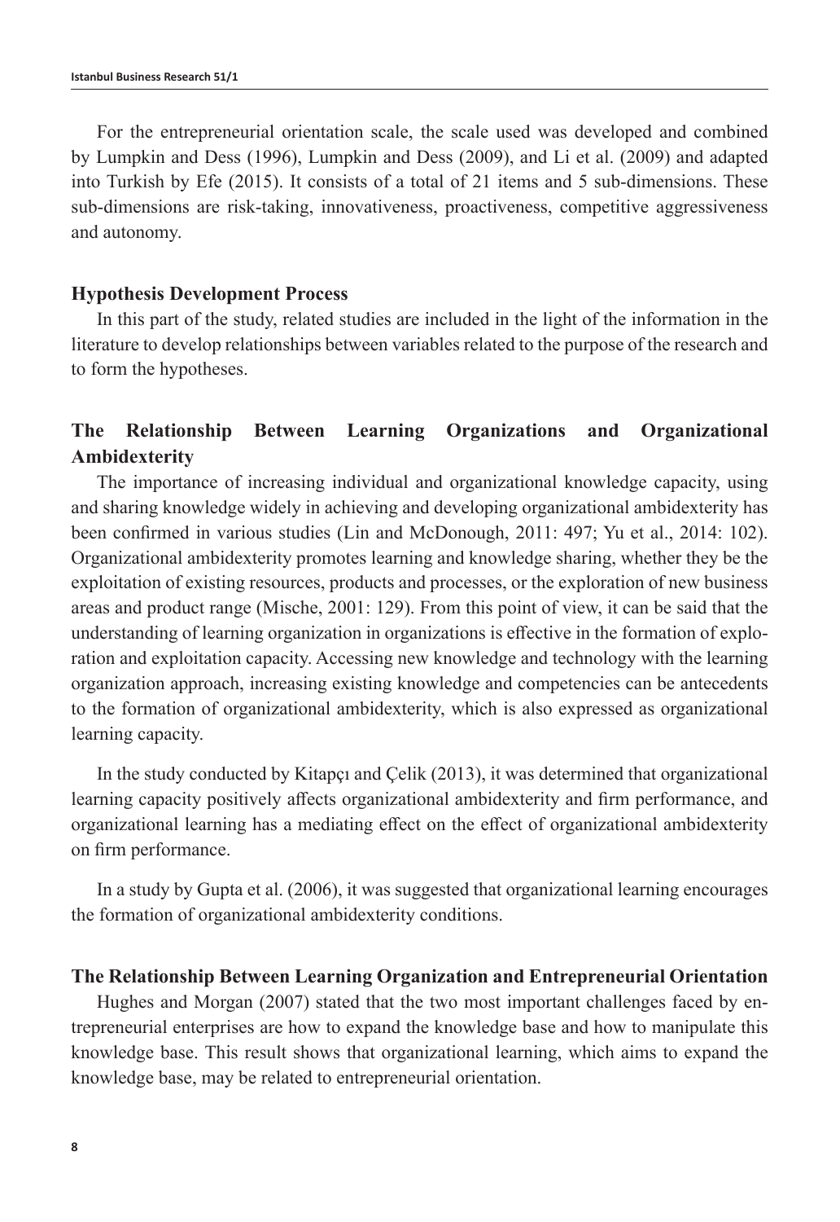For the entrepreneurial orientation scale, the scale used was developed and combined by Lumpkin and Dess (1996), Lumpkin and Dess (2009), and Li et al. (2009) and adapted into Turkish by Efe (2015). It consists of a total of 21 items and 5 sub-dimensions. These sub-dimensions are risk-taking, innovativeness, proactiveness, competitive aggressiveness and autonomy.

## Hypothesis Development Process

In this part of the study, related studies are included in the light of the information in the literature to develop relationships between variables related to the purpose of the research and to form the hypotheses.

## The Relationship Between Learning Organizations and Organizational Ambidexterity

The importance of increasing individual and organizational knowledge capacity, using and sharing knowledge widely in achieving and developing organizational ambidexterity has been confirmed in various studies (Lin and McDonough, 2011: 497; Yu et al., 2014: 102). Organizational ambidexterity promotes learning and knowledge sharing, whether they be the exploitation of existing resources, products and processes, or the exploration of new business areas and product range (Mische, 2001: 129). From this point of view, it can be said that the understanding of learning organization in organizations is effective in the formation of exploration and exploitation capacity. Accessing new knowledge and technology with the learning organization approach, increasing existing knowledge and competencies can be antecedents to the formation of organizational ambidexterity, which is also expressed as organizational learning capacity.

In the study conducted by Kitapçı and Çelik (2013), it was determined that organizational learning capacity positively affects organizational ambidexterity and firm performance, and organizational learning has a mediating effect on the effect of organizational ambidexterity on firm performance.

In a study by Gupta et al. (2006), it was suggested that organizational learning encourages the formation of organizational ambidexterity conditions.

## The Relationship Between Learning Organization and Entrepreneurial Orientation

Hughes and Morgan (2007) stated that the two most important challenges faced by entrepreneurial enterprises are how to expand the knowledge base and how to manipulate this knowledge base. This result shows that organizational learning, which aims to expand the knowledge base, may be related to entrepreneurial orientation.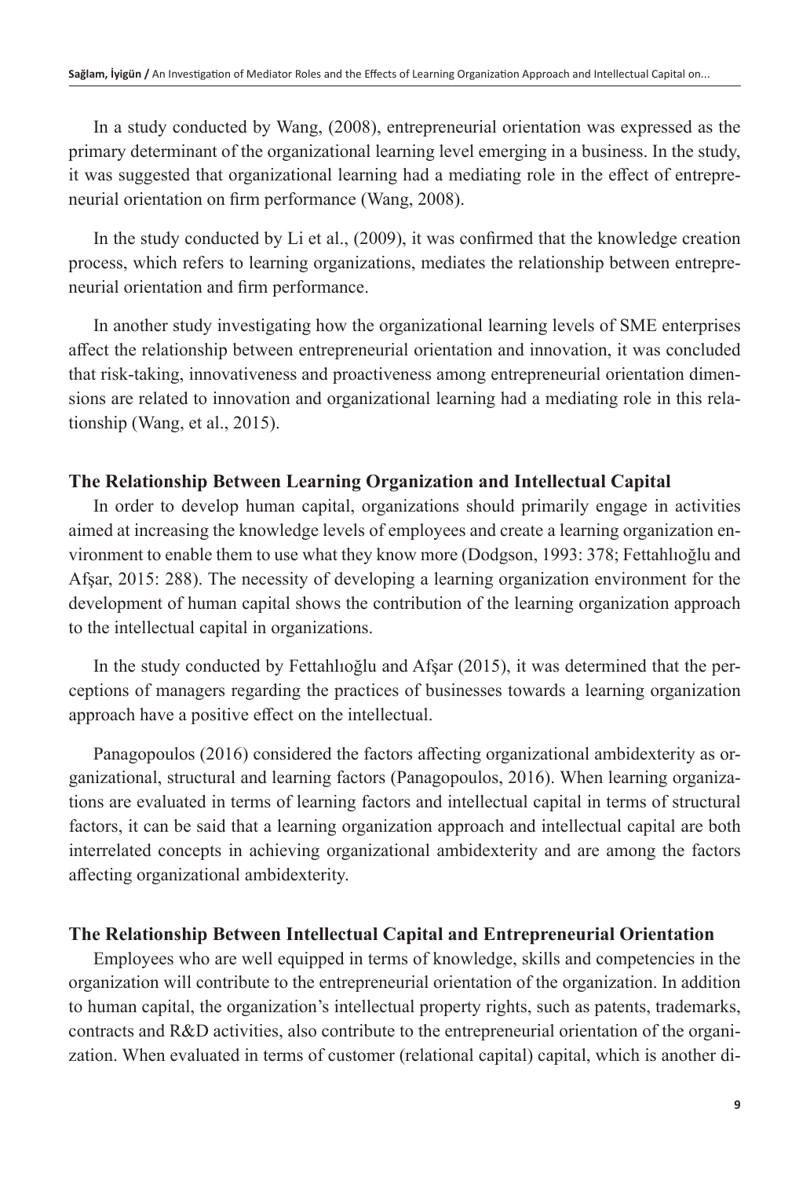In a study conducted by Wang, (2008), entrepreneurial orientation was expressed as the primary determinant of the organizational learning level emerging in a business. In the study, it was suggested that organizational learning had a mediating role in the effect of entrepreneurial orientation on firm performance (Wang, 2008).

In the study conducted by Li et al., (2009), it was confirmed that the knowledge creation process, which refers to learning organizations, mediates the relationship between entrepreneurial orientation and firm performance.

In another study investigating how the organizational learning levels of SME enterprises affect the relationship between entrepreneurial orientation and innovation, it was concluded that risk-taking, innovativeness and proactiveness among entrepreneurial orientation dimensions are related to innovation and organizational learning had a mediating role in this relationship (Wang, et al., 2015).

## The Relationship Between Learning Organization and Intellectual Capital

In order to develop human capital, organizations should primarily engage in activities aimed at increasing the knowledge levels of employees and create a learning organization environment to enable them to use what they know more (Dodgson, 1993: 378; Fettahlıoğlu and Afşar, 2015: 288). The necessity of developing a learning organization environment for the development of human capital shows the contribution of the learning organization approach to the intellectual capital in organizations.

In the study conducted by Fettahlıoğlu and Afşar (2015), it was determined that the perceptions of managers regarding the practices of businesses towards a learning organization approach have a positive effect on the intellectual.

Panagopoulos (2016) considered the factors affecting organizational ambidexterity as organizational, structural and learning factors (Panagopoulos, 2016). When learning organizations are evaluated in terms of learning factors and intellectual capital in terms of structural factors, it can be said that a learning organization approach and intellectual capital are both interrelated concepts in achieving organizational ambidexterity and are among the factors affecting organizational ambidexterity.

## The Relationship Between Intellectual Capital and Entrepreneurial Orientation

Employees who are well equipped in terms of knowledge, skills and competencies in the organization will contribute to the entrepreneurial orientation of the organization. In addition to human capital, the organization's intellectual property rights, such as patents, trademarks, contracts and R&D activities, also contribute to the entrepreneurial orientation of the organization. When evaluated in terms of customer (relational capital) capital, which is another di-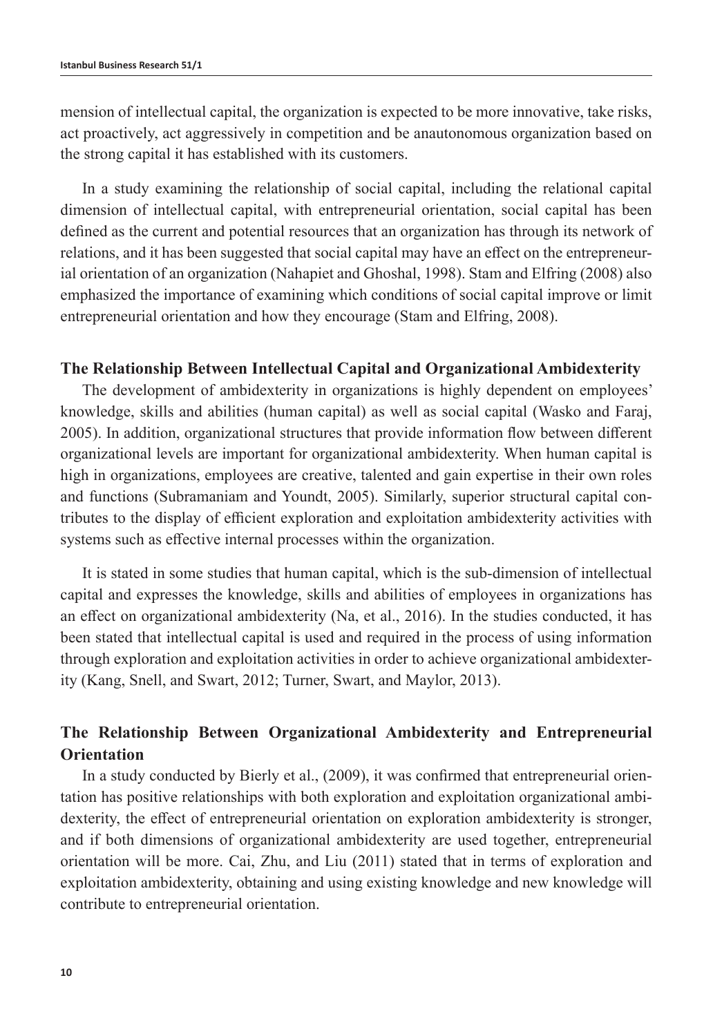mension of intellectual capital, the organization is expected to be more innovative, take risks, act proactively, act aggressively in competition and be anautonomous organization based on the strong capital it has established with its customers.

In a study examining the relationship of social capital, including the relational capital dimension of intellectual capital, with entrepreneurial orientation, social capital has been defined as the current and potential resources that an organization has through its network of relations, and it has been suggested that social capital may have an effect on the entrepreneurial orientation of an organization (Nahapiet and Ghoshal, 1998). Stam and Elfring (2008) also emphasized the importance of examining which conditions of social capital improve or limit entrepreneurial orientation and how they encourage (Stam and Elfring, 2008).

### The Relationship Between Intellectual Capital and Organizational Ambidexterity

The development of ambidexterity in organizations is highly dependent on employees' knowledge, skills and abilities (human capital) as well as social capital (Wasko and Faraj, 2005). In addition, organizational structures that provide information flow between different organizational levels are important for organizational ambidexterity. When human capital is high in organizations, employees are creative, talented and gain expertise in their own roles and functions (Subramaniam and Youndt, 2005). Similarly, superior structural capital contributes to the display of efficient exploration and exploitation ambidexterity activities with systems such as effective internal processes within the organization.

It is stated in some studies that human capital, which is the sub-dimension of intellectual capital and expresses the knowledge, skills and abilities of employees in organizations has an effect on organizational ambidexterity (Na, et al., 2016). In the studies conducted, it has been stated that intellectual capital is used and required in the process of using information through exploration and exploitation activities in order to achieve organizational ambidexterity (Kang, Snell, and Swart, 2012; Turner, Swart, and Maylor, 2013).

### The Relationship Between Organizational Ambidexterity and Entrepreneurial Orientation

In a study conducted by Bierly et al., (2009), it was confirmed that entrepreneurial orientation has positive relationships with both exploration and exploitation organizational ambidexterity, the effect of entrepreneurial orientation on exploration ambidexterity is stronger, and if both dimensions of organizational ambidexterity are used together, entrepreneurial orientation will be more. Cai, Zhu, and Liu (2011) stated that in terms of exploration and exploitation ambidexterity, obtaining and using existing knowledge and new knowledge will contribute to entrepreneurial orientation.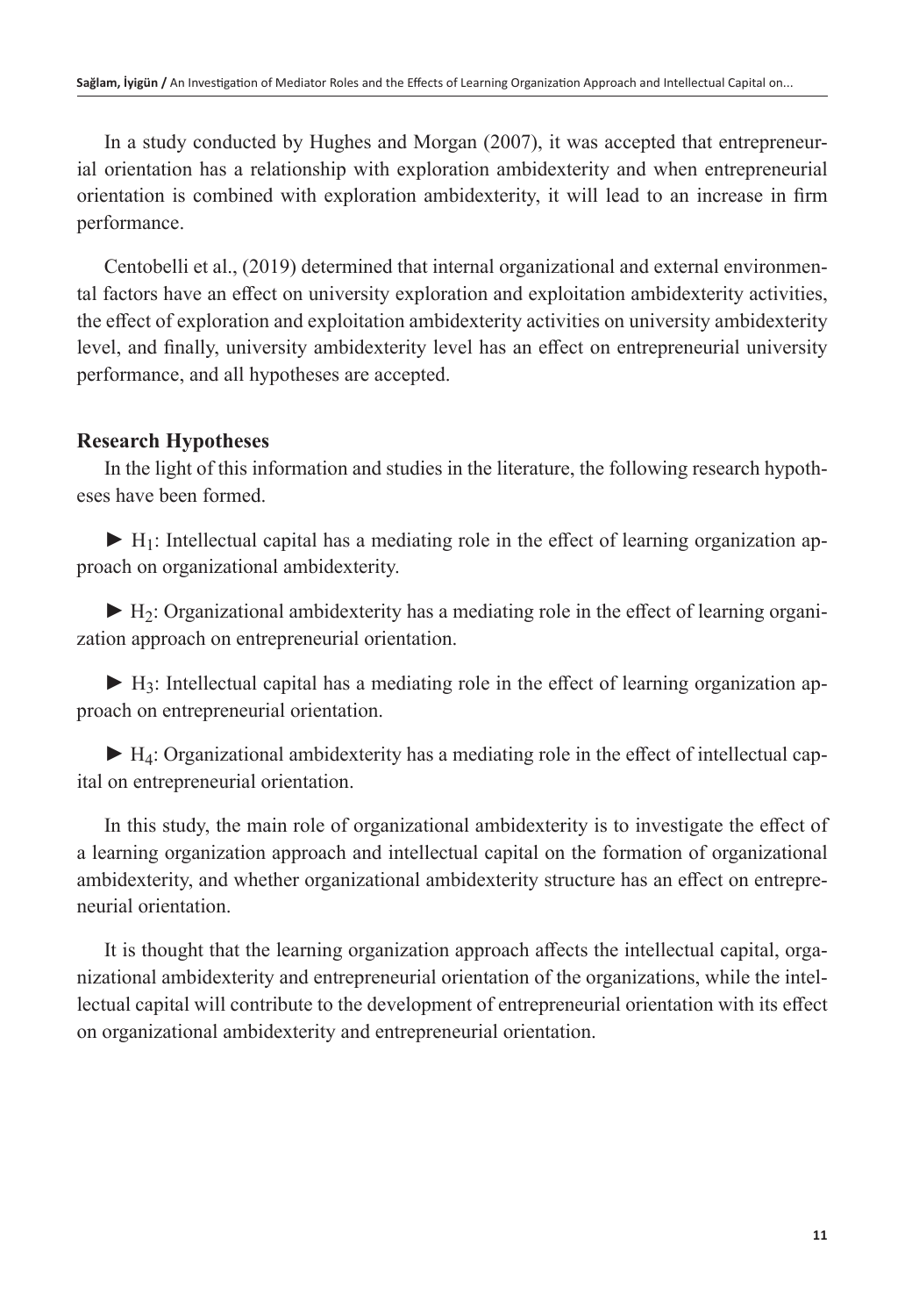In a study conducted by Hughes and Morgan (2007), it was accepted that entrepreneurial orientation has a relationship with exploration ambidexterity and when entrepreneurial orientation is combined with exploration ambidexterity, it will lead to an increase in firm performance.

Centobelli et al., (2019) determined that internal organizational and external environmental factors have an effect on university exploration and exploitation ambidexterity activities, the effect of exploration and exploitation ambidexterity activities on university ambidexterity level, and finally, university ambidexterity level has an effect on entrepreneurial university performance, and all hypotheses are accepted.

## Research Hypotheses

In the light of this information and studies in the literature, the following research hypotheses have been formed.

► $H_1$: Intellectual capital has a mediating role in the effect of learning organization approach on organizational ambidexterity.

► $H_2$: Organizational ambidexterity has a mediating role in the effect of learning organization approach on entrepreneurial orientation.

► $H_3$: Intellectual capital has a mediating role in the effect of learning organization approach on entrepreneurial orientation.

► $H_4$: Organizational ambidexterity has a mediating role in the effect of intellectual capital on entrepreneurial orientation.

In this study, the main role of organizational ambidexterity is to investigate the effect of a learning organization approach and intellectual capital on the formation of organizational ambidexterity, and whether organizational ambidexterity structure has an effect on entrepreneurial orientation.

It is thought that the learning organization approach affects the intellectual capital, organizational ambidexterity and entrepreneurial orientation of the organizations, while the intellectual capital will contribute to the development of entrepreneurial orientation with its effect on organizational ambidexterity and entrepreneurial orientation.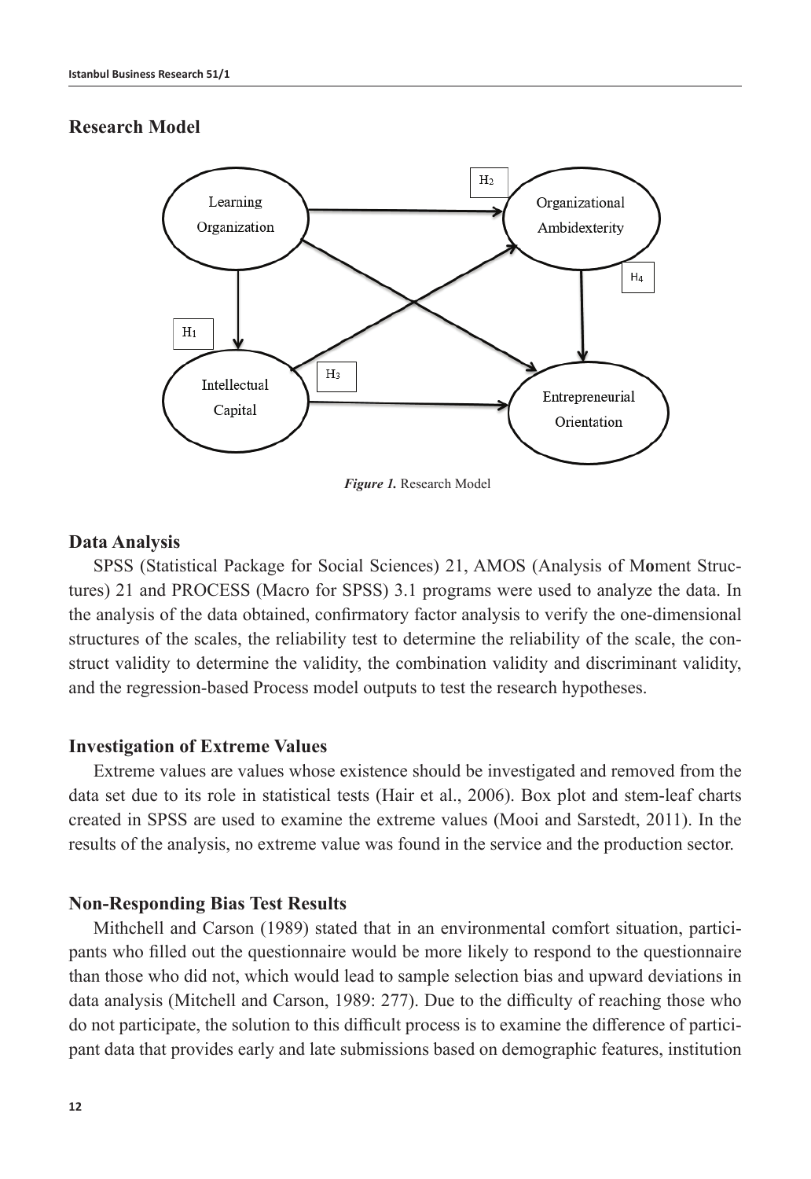## Research Model

*Figure 1.* Research Model

## Data Analysis

SPSS (Statistical Package for Social Sciences) 21, AMOS (Analysis of M**o**ment Structures) 21 and PROCESS (Macro for SPSS) 3.1 programs were used to analyze the data. In the analysis of the data obtained, confirmatory factor analysis to verify the one-dimensional structures of the scales, the reliability test to determine the reliability of the scale, the construct validity to determine the validity, the combination validity and discriminant validity, and the regression-based Process model outputs to test the research hypotheses.

## Investigation of Extreme Values

Extreme values are values whose existence should be investigated and removed from the data set due to its role in statistical tests (Hair et al., 2006). Box plot and stem-leaf charts created in SPSS are used to examine the extreme values (Mooi and Sarstedt, 2011). In the results of the analysis, no extreme value was found in the service and the production sector.

## Non-Responding Bias Test Results

Mithchell and Carson (1989) stated that in an environmental comfort situation, participants who filled out the questionnaire would be more likely to respond to the questionnaire than those who did not, which would lead to sample selection bias and upward deviations in data analysis (Mitchell and Carson, 1989: 277). Due to the difficulty of reaching those who do not participate, the solution to this difficult process is to examine the difference of participant data that provides early and late submissions based on demographic features, institution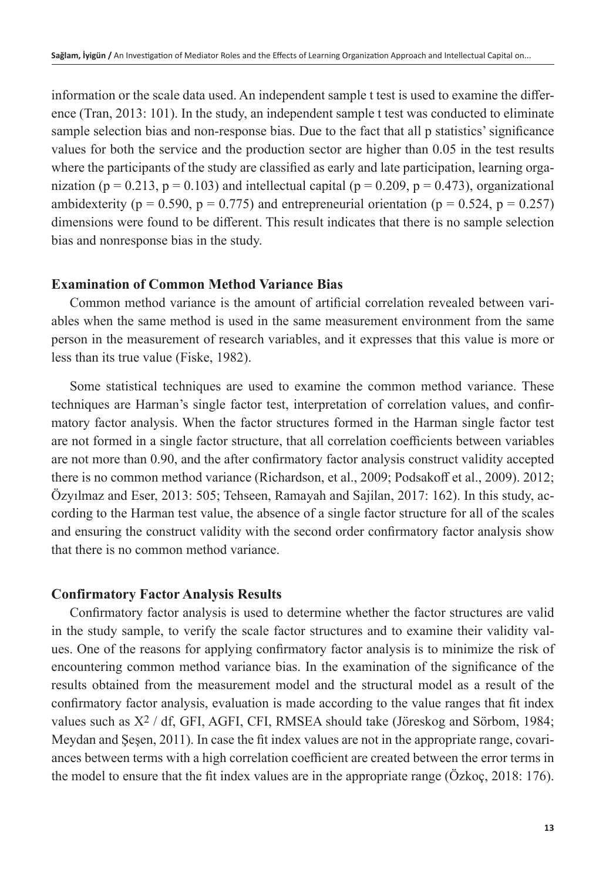information or the scale data used. An independent sample t test is used to examine the difference (Tran, 2013: 101). In the study, an independent sample t test was conducted to eliminate sample selection bias and non-response bias. Due to the fact that all p statistics' significance values for both the service and the production sector are higher than 0.05 in the test results where the participants of the study are classified as early and late participation, learning organization ($p = 0.213$, $p = 0.103$) and intellectual capital ($p = 0.209$, $p = 0.473$), organizational ambidexterity ($p = 0.590$, $p = 0.775$) and entrepreneurial orientation ($p = 0.524$, $p = 0.257$) dimensions were found to be different. This result indicates that there is no sample selection bias and nonresponse bias in the study.

### Examination of Common Method Variance Bias

Common method variance is the amount of artificial correlation revealed between variables when the same method is used in the same measurement environment from the same person in the measurement of research variables, and it expresses that this value is more or less than its true value (Fiske, 1982).

Some statistical techniques are used to examine the common method variance. These techniques are Harman's single factor test, interpretation of correlation values, and confirmatory factor analysis. When the factor structures formed in the Harman single factor test are not formed in a single factor structure, that all correlation coefficients between variables are not more than 0.90, and the after confirmatory factor analysis construct validity accepted there is no common method variance (Richardson, et al., 2009; Podsakoff et al., 2009). 2012; Özyılmaz and Eser, 2013: 505; Tehseen, Ramayah and Sajilan, 2017: 162). In this study, according to the Harman test value, the absence of a single factor structure for all of the scales and ensuring the construct validity with the second order confirmatory factor analysis show that there is no common method variance.

### Confirmatory Factor Analysis Results

Confirmatory factor analysis is used to determine whether the factor structures are valid in the study sample, to verify the scale factor structures and to examine their validity values. One of the reasons for applying confirmatory factor analysis is to minimize the risk of encountering common method variance bias. In the examination of the significance of the results obtained from the measurement model and the structural model as a result of the confirmatory factor analysis, evaluation is made according to the value ranges that fit index values such as $X^2$ / df, GFI, AGFI, CFI, RMSEA should take (Jöreskog and Sörbom, 1984; Meydan and Şeşen, 2011). In case the fit index values are not in the appropriate range, covariances between terms with a high correlation coefficient are created between the error terms in the model to ensure that the fit index values are in the appropriate range (Özkoç, 2018: 176).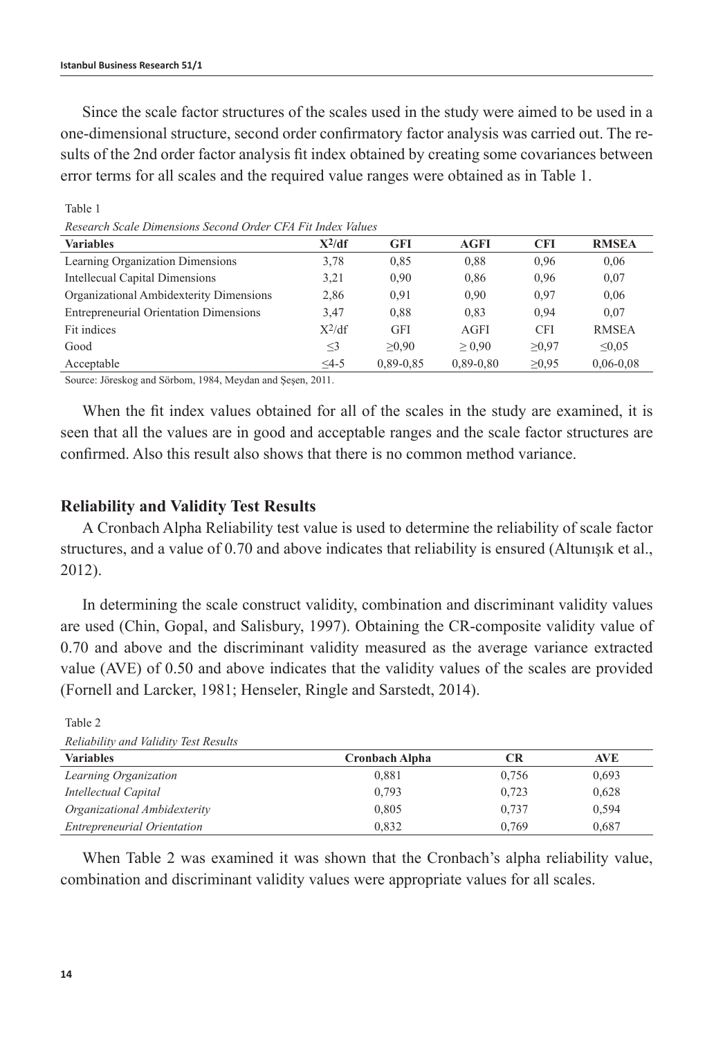Since the scale factor structures of the scales used in the study were aimed to be used in a one-dimensional structure, second order confirmatory factor analysis was carried out. The results of the 2nd order factor analysis fit index obtained by creating some covariances between error terms for all scales and the required value ranges were obtained as in Table 1.

Table 1

*Research Scale Dimensions Second Order CFA Fit Index Values*

| Variables | $X^2$/df | GFI | AGFI | CFI | RMSEA |
|---|---|---|---|---|---|
| Learning Organization Dimensions | 3,78 | 0,85 | 0,88 | 0,96 | 0,06 |
| Intellecual Capital Dimensions | 3,21 | 0,90 | 0,86 | 0,96 | 0,07 |
| Organizational Ambidexterity Dimensions | 2,86 | 0,91 | 0,90 | 0,97 | 0,06 |
| Entrepreneurial Orientation Dimensions | 3,47 | 0,88 | 0,83 | 0,94 | 0,07 |
| Fit indices | $X^2$/df | GFI | AGFI | CFI | RMSEA |
| Good | ≤3 | ≥0,90 | ≥ 0,90 | ≥0,97 | ≤0,05 |
| Acceptable | ≤4-5 | 0,89-0,85 | 0,89-0,80 | ≥0,95 | 0,06-0,08 |

Source: Jöreskog and Sörbom, 1984, Meydan and Şeşen, 2011.

When the fit index values obtained for all of the scales in the study are examined, it is seen that all the values are in good and acceptable ranges and the scale factor structures are confirmed. Also this result also shows that there is no common method variance.

## Reliability and Validity Test Results

A Cronbach Alpha Reliability test value is used to determine the reliability of scale factor structures, and a value of 0.70 and above indicates that reliability is ensured (Altunışık et al., 2012).

In determining the scale construct validity, combination and discriminant validity values are used (Chin, Gopal, and Salisbury, 1997). Obtaining the CR-composite validity value of 0.70 and above and the discriminant validity measured as the average variance extracted value (AVE) of 0.50 and above indicates that the validity values of the scales are provided (Fornell and Larcker, 1981; Henseler, Ringle and Sarstedt, 2014).

Table 2

*Reliability and Validity Test Results*

| Variables | Cronbach Alpha | CR | AVE |
|---|---|---|---|
| *Learning Organization* | 0,881 | 0,756 | 0,693 |
| *Intellectual Capital* | 0,793 | 0,723 | 0,628 |
| *Organizational Ambidexterity* | 0,805 | 0,737 | 0,594 |
| *Entrepreneurial Orientation* | 0,832 | 0,769 | 0,687 |

When Table 2 was examined it was shown that the Cronbach's alpha reliability value, combination and discriminant validity values were appropriate values for all scales.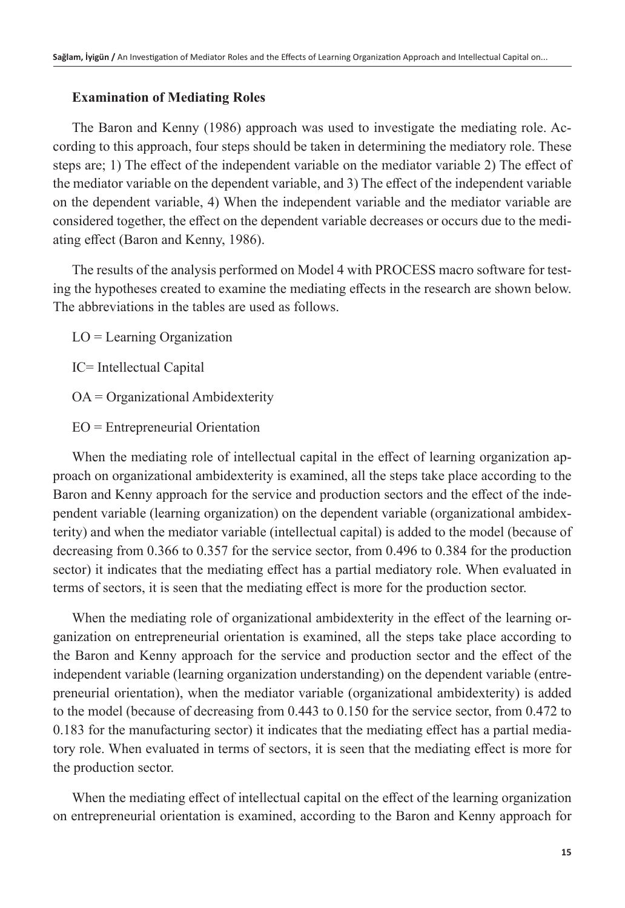### Examination of Mediating Roles

The Baron and Kenny (1986) approach was used to investigate the mediating role. According to this approach, four steps should be taken in determining the mediatory role. These steps are; 1) The effect of the independent variable on the mediator variable 2) The effect of the mediator variable on the dependent variable, and 3) The effect of the independent variable on the dependent variable, 4) When the independent variable and the mediator variable are considered together, the effect on the dependent variable decreases or occurs due to the mediating effect (Baron and Kenny, 1986).

The results of the analysis performed on Model 4 with PROCESS macro software for testing the hypotheses created to examine the mediating effects in the research are shown below. The abbreviations in the tables are used as follows.

LO = Learning Organization

IC= Intellectual Capital

OA = Organizational Ambidexterity

EO = Entrepreneurial Orientation

When the mediating role of intellectual capital in the effect of learning organization approach on organizational ambidexterity is examined, all the steps take place according to the Baron and Kenny approach for the service and production sectors and the effect of the independent variable (learning organization) on the dependent variable (organizational ambidexterity) and when the mediator variable (intellectual capital) is added to the model (because of decreasing from 0.366 to 0.357 for the service sector, from 0.496 to 0.384 for the production sector) it indicates that the mediating effect has a partial mediatory role. When evaluated in terms of sectors, it is seen that the mediating effect is more for the production sector.

When the mediating role of organizational ambidexterity in the effect of the learning organization on entrepreneurial orientation is examined, all the steps take place according to the Baron and Kenny approach for the service and production sector and the effect of the independent variable (learning organization understanding) on the dependent variable (entrepreneurial orientation), when the mediator variable (organizational ambidexterity) is added to the model (because of decreasing from 0.443 to 0.150 for the service sector, from 0.472 to 0.183 for the manufacturing sector) it indicates that the mediating effect has a partial mediatory role. When evaluated in terms of sectors, it is seen that the mediating effect is more for the production sector.

When the mediating effect of intellectual capital on the effect of the learning organization on entrepreneurial orientation is examined, according to the Baron and Kenny approach for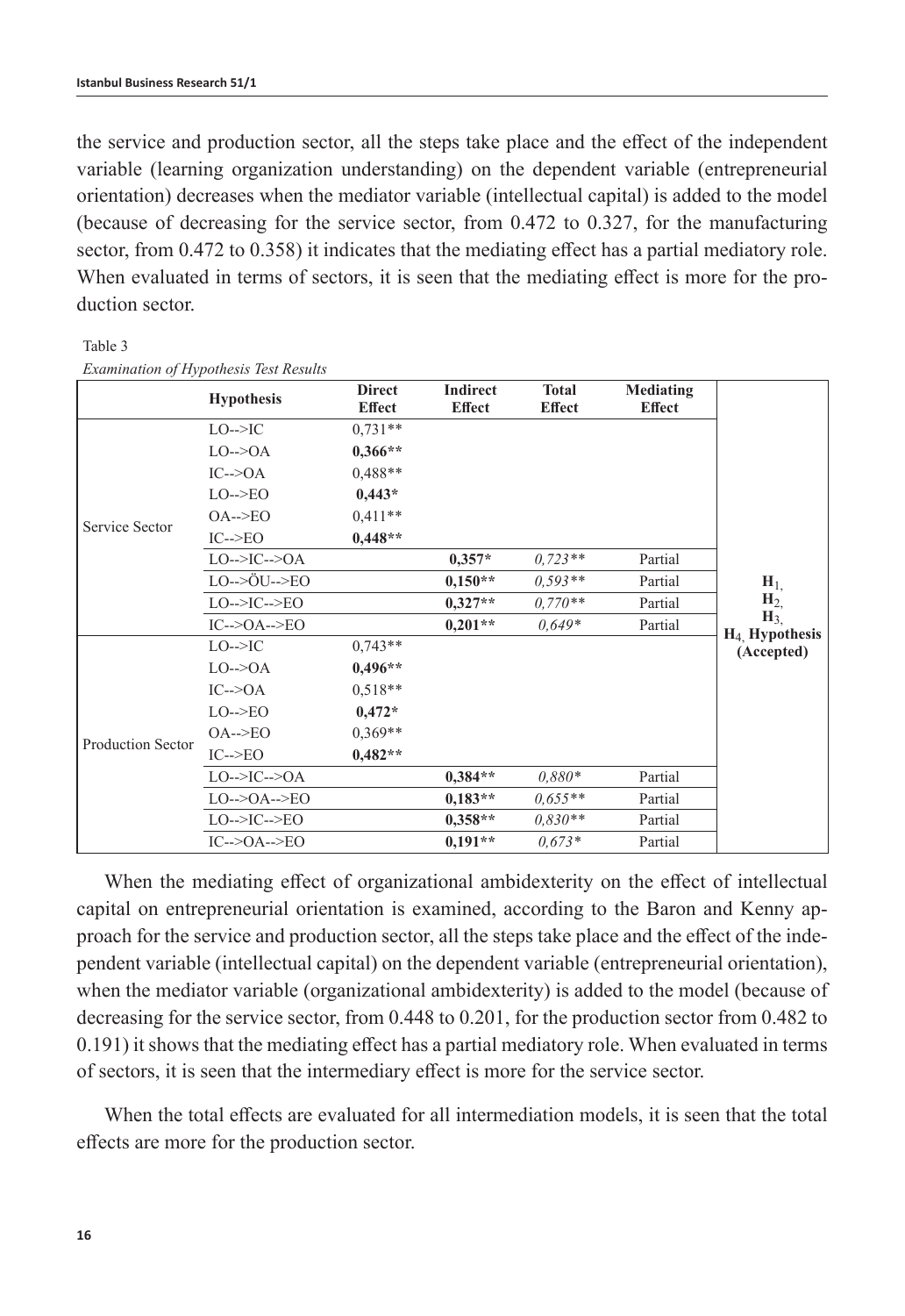the service and production sector, all the steps take place and the effect of the independent variable (learning organization understanding) on the dependent variable (entrepreneurial orientation) decreases when the mediator variable (intellectual capital) is added to the model (because of decreasing for the service sector, from 0.472 to 0.327, for the manufacturing sector, from 0.472 to 0.358) it indicates that the mediating effect has a partial mediatory role. When evaluated in terms of sectors, it is seen that the mediating effect is more for the production sector.

Table 3

*Examination of Hypothesis Test Results*

| | Hypothesis | Direct Effect | Indirect Effect | Total Effect | Mediating Effect | |
|---|---|---|---|---|---|---|
| Service Sector | LO-->IC | 0,731** | | | | $H_1$, $H_2$, $H_3$, $H_4$ **Hypothesis (Accepted)** |
| | LO-->OA | **0,366**** | | | | |
| | IC-->OA | 0,488** | | | | |
| | LO-->EO | **0,443*** | | | | |
| | OA-->EO | 0,411** | | | | |
| | IC-->EO | **0,448**** | | | | |
| | LO-->IC-->OA | | **0,357*** | *0,723*** | Partial | |
| | LO-->ÖU-->EO | | **0,150**** | *0,593*** | Partial | |
| | LO-->IC-->EO | | **0,327**** | *0,770*** | Partial | |
| | IC-->OA-->EO | | **0,201**** | *0,649** | Partial | |
| Production Sector | LO-->IC | 0,743** | | | | |
| | LO-->OA | **0,496**** | | | | |
| | IC-->OA | 0,518** | | | | |
| | LO-->EO | **0,472*** | | | | |
| | OA-->EO | 0,369** | | | | |
| | IC-->EO | **0,482**** | | | | |
| | LO-->IC-->OA | | **0,384**** | *0,880** | Partial | |
| | LO-->OA-->EO | | **0,183**** | *0,655*** | Partial | |
| | LO-->IC-->EO | | **0,358**** | *0,830*** | Partial | |
| | IC-->OA-->EO | | **0,191**** | *0,673** | Partial | |

When the mediating effect of organizational ambidexterity on the effect of intellectual capital on entrepreneurial orientation is examined, according to the Baron and Kenny approach for the service and production sector, all the steps take place and the effect of the independent variable (intellectual capital) on the dependent variable (entrepreneurial orientation), when the mediator variable (organizational ambidexterity) is added to the model (because of decreasing for the service sector, from 0.448 to 0.201, for the production sector from 0.482 to 0.191) it shows that the mediating effect has a partial mediatory role. When evaluated in terms of sectors, it is seen that the intermediary effect is more for the service sector.

When the total effects are evaluated for all intermediation models, it is seen that the total effects are more for the production sector.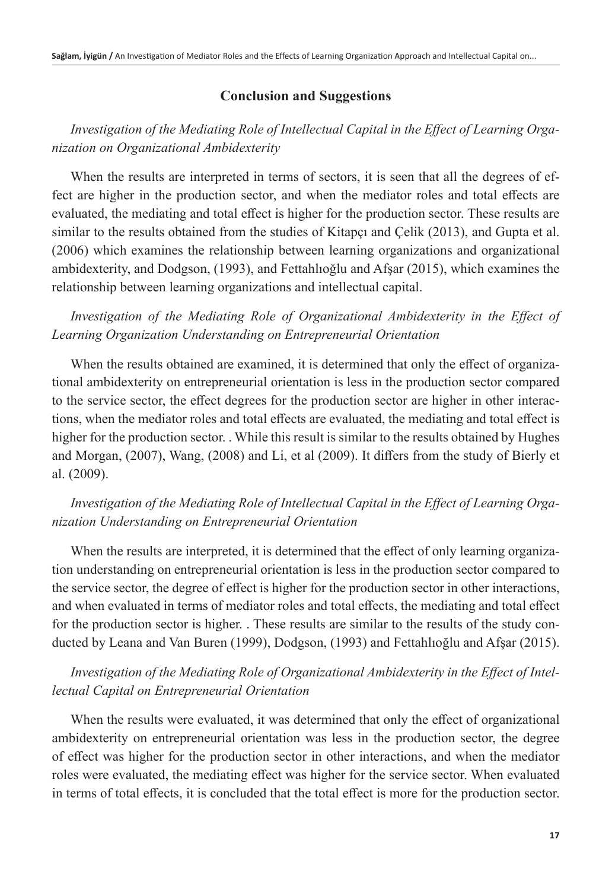## Conclusion and Suggestions

*Investigation of the Mediating Role of Intellectual Capital in the Effect of Learning Organization on Organizational Ambidexterity*

When the results are interpreted in terms of sectors, it is seen that all the degrees of effect are higher in the production sector, and when the mediator roles and total effects are evaluated, the mediating and total effect is higher for the production sector. These results are similar to the results obtained from the studies of Kitapçı and Çelik (2013), and Gupta et al. (2006) which examines the relationship between learning organizations and organizational ambidexterity, and Dodgson, (1993), and Fettahlıoğlu and Afşar (2015), which examines the relationship between learning organizations and intellectual capital.

*Investigation of the Mediating Role of Organizational Ambidexterity in the Effect of Learning Organization Understanding on Entrepreneurial Orientation*

When the results obtained are examined, it is determined that only the effect of organizational ambidexterity on entrepreneurial orientation is less in the production sector compared to the service sector, the effect degrees for the production sector are higher in other interactions, when the mediator roles and total effects are evaluated, the mediating and total effect is higher for the production sector. . While this result is similar to the results obtained by Hughes and Morgan, (2007), Wang, (2008) and Li, et al (2009). It differs from the study of Bierly et al. (2009).

*Investigation of the Mediating Role of Intellectual Capital in the Effect of Learning Organization Understanding on Entrepreneurial Orientation*

When the results are interpreted, it is determined that the effect of only learning organization understanding on entrepreneurial orientation is less in the production sector compared to the service sector, the degree of effect is higher for the production sector in other interactions, and when evaluated in terms of mediator roles and total effects, the mediating and total effect for the production sector is higher. . These results are similar to the results of the study conducted by Leana and Van Buren (1999), Dodgson, (1993) and Fettahlıoğlu and Afşar (2015).

*Investigation of the Mediating Role of Organizational Ambidexterity in the Effect of Intellectual Capital on Entrepreneurial Orientation*

When the results were evaluated, it was determined that only the effect of organizational ambidexterity on entrepreneurial orientation was less in the production sector, the degree of effect was higher for the production sector in other interactions, and when the mediator roles were evaluated, the mediating effect was higher for the service sector. When evaluated in terms of total effects, it is concluded that the total effect is more for the production sector.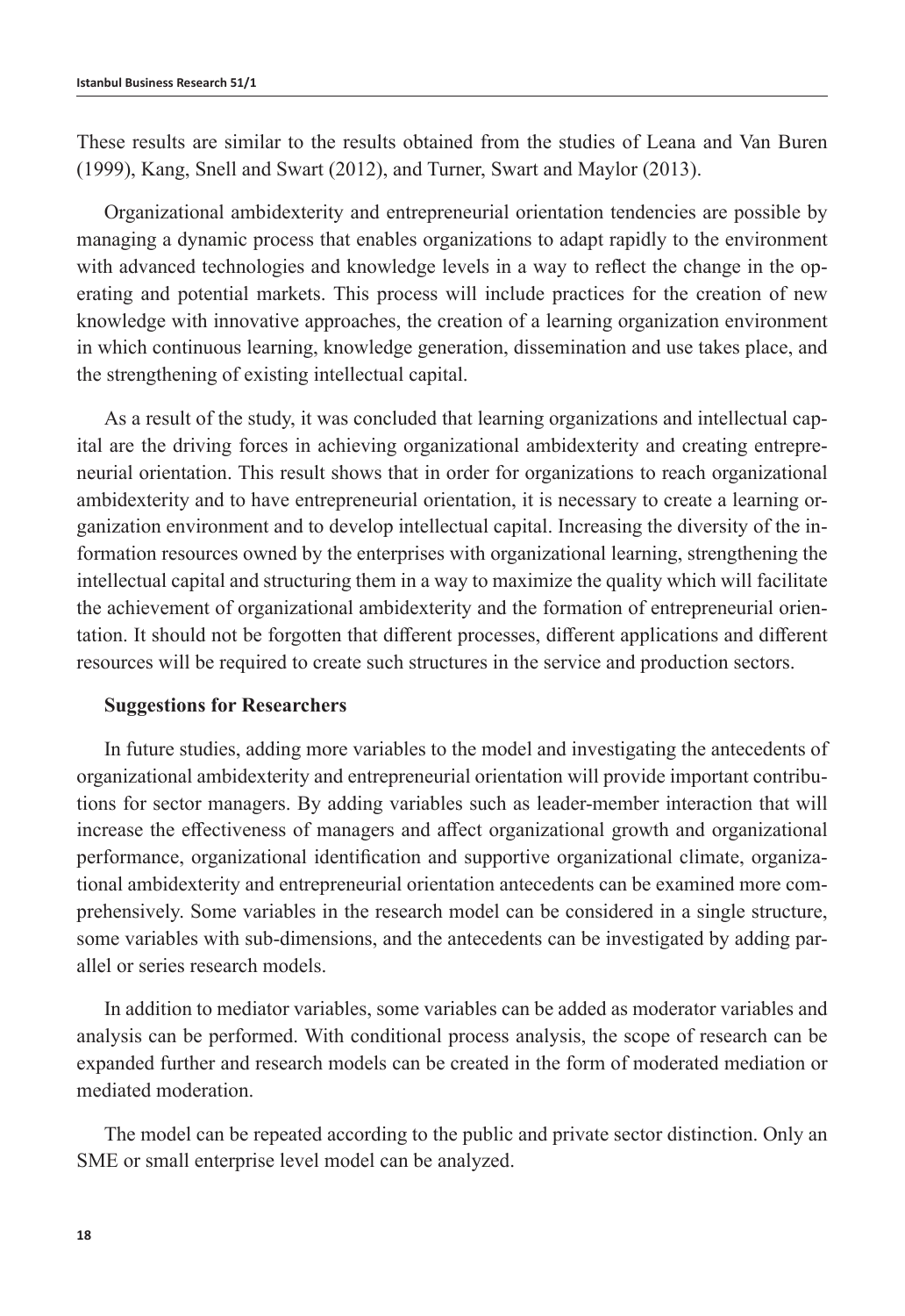These results are similar to the results obtained from the studies of Leana and Van Buren (1999), Kang, Snell and Swart (2012), and Turner, Swart and Maylor (2013).

Organizational ambidexterity and entrepreneurial orientation tendencies are possible by managing a dynamic process that enables organizations to adapt rapidly to the environment with advanced technologies and knowledge levels in a way to reflect the change in the operating and potential markets. This process will include practices for the creation of new knowledge with innovative approaches, the creation of a learning organization environment in which continuous learning, knowledge generation, dissemination and use takes place, and the strengthening of existing intellectual capital.

As a result of the study, it was concluded that learning organizations and intellectual capital are the driving forces in achieving organizational ambidexterity and creating entrepreneurial orientation. This result shows that in order for organizations to reach organizational ambidexterity and to have entrepreneurial orientation, it is necessary to create a learning organization environment and to develop intellectual capital. Increasing the diversity of the information resources owned by the enterprises with organizational learning, strengthening the intellectual capital and structuring them in a way to maximize the quality which will facilitate the achievement of organizational ambidexterity and the formation of entrepreneurial orientation. It should not be forgotten that different processes, different applications and different resources will be required to create such structures in the service and production sectors.

**Suggestions for Researchers**

In future studies, adding more variables to the model and investigating the antecedents of organizational ambidexterity and entrepreneurial orientation will provide important contributions for sector managers. By adding variables such as leader-member interaction that will increase the effectiveness of managers and affect organizational growth and organizational performance, organizational identification and supportive organizational climate, organizational ambidexterity and entrepreneurial orientation antecedents can be examined more comprehensively. Some variables in the research model can be considered in a single structure, some variables with sub-dimensions, and the antecedents can be investigated by adding parallel or series research models.

In addition to mediator variables, some variables can be added as moderator variables and analysis can be performed. With conditional process analysis, the scope of research can be expanded further and research models can be created in the form of moderated mediation or mediated moderation.

The model can be repeated according to the public and private sector distinction. Only an SME or small enterprise level model can be analyzed.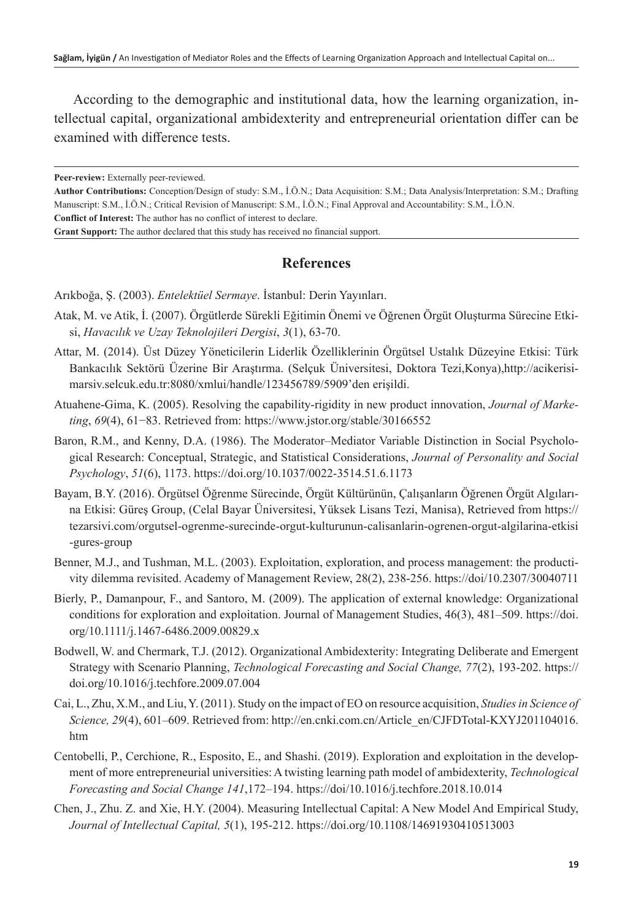According to the demographic and institutional data, how the learning organization, intellectual capital, organizational ambidexterity and entrepreneurial orientation differ can be examined with difference tests.

---

**Peer-review:** Externally peer-reviewed.

**Author Contributions:** Conception/Design of study: S.M., İ.Ö.N.; Data Acquisition: S.M.; Data Analysis/Interpretation: S.M.; Drafting Manuscript: S.M., İ.Ö.N.; Critical Revision of Manuscript: S.M., İ.Ö.N.; Final Approval and Accountability: S.M., İ.Ö.N.

**Conflict of Interest:** The author has no conflict of interest to declare.

**Grant Support:** The author declared that this study has received no financial support.

---

## References

Arıkboğa, Ş. (2003). *Entelektüel Sermaye*. İstanbul: Derin Yayınları.

Atak, M. ve Atik, İ. (2007). Örgütlerde Sürekli Eğitimin Önemi ve Öğrenen Örgüt Oluşturma Sürecine Etkisi, *Havacılık ve Uzay Teknolojileri Dergisi*, *3*(1), 63-70.

Attar, M. (2014). Üst Düzey Yöneticilerin Liderlik Özelliklerinin Örgütsel Ustalık Düzeyine Etkisi: Türk Bankacılık Sektörü Üzerine Bir Araştırma. (Selçuk Üniversitesi, Doktora Tezi,Konya),http://acikerisimarsiv.selcuk.edu.tr:8080/xmlui/handle/123456789/5909'den erişildi.

Atuahene-Gima, K. (2005). Resolving the capability-rigidity in new product innovation, *Journal of Marketing*, *69*(4), 61−83. Retrieved from: https://www.jstor.org/stable/30166552

Baron, R.M., and Kenny, D.A. (1986). The Moderator–Mediator Variable Distinction in Social Psychological Research: Conceptual, Strategic, and Statistical Considerations, *Journal of Personality and Social Psychology*, *51*(6), 1173. https://doi.org/10.1037/0022-3514.51.6.1173

Bayam, B.Y. (2016). Örgütsel Öğrenme Sürecinde, Örgüt Kültürünün, Çalışanların Öğrenen Örgüt Algılarına Etkisi: Güreş Group, (Celal Bayar Üniversitesi, Yüksek Lisans Tezi, Manisa), Retrieved from https://tezarsivi.com/orgutsel-ogrenme-surecinde-orgut-kulturunun-calisanlarin-ogrenen-orgut-algilarina-etkisi-gures-group

Benner, M.J., and Tushman, M.L. (2003). Exploitation, exploration, and process management: the productivity dilemma revisited. Academy of Management Review, 28(2), 238-256. https://doi/10.2307/30040711

Bierly, P., Damanpour, F., and Santoro, M. (2009). The application of external knowledge: Organizational conditions for exploration and exploitation. Journal of Management Studies, 46(3), 481–509. https://doi.org/10.1111/j.1467-6486.2009.00829.x

Bodwell, W. and Chermark, T.J. (2012). Organizational Ambidexterity: Integrating Deliberate and Emergent Strategy with Scenario Planning, *Technological Forecasting and Social Change, 77*(2), 193-202. https://doi.org/10.1016/j.techfore.2009.07.004

Cai, L., Zhu, X.M., and Liu, Y. (2011). Study on the impact of EO on resource acquisition, *Studies in Science of Science, 29*(4), 601–609. Retrieved from: http://en.cnki.com.cn/Article_en/CJFDTotal-KXYJ201104016.htm

Centobelli, P., Cerchione, R., Esposito, E., and Shashi. (2019). Exploration and exploitation in the development of more entrepreneurial universities: A twisting learning path model of ambidexterity, *Technological Forecasting and Social Change 141*,172–194. https://doi/10.1016/j.techfore.2018.10.014

Chen, J., Zhu. Z. and Xie, H.Y. (2004). Measuring Intellectual Capital: A New Model And Empirical Study, *Journal of Intellectual Capital, 5*(1), 195-212. https://doi.org/10.1108/14691930410513003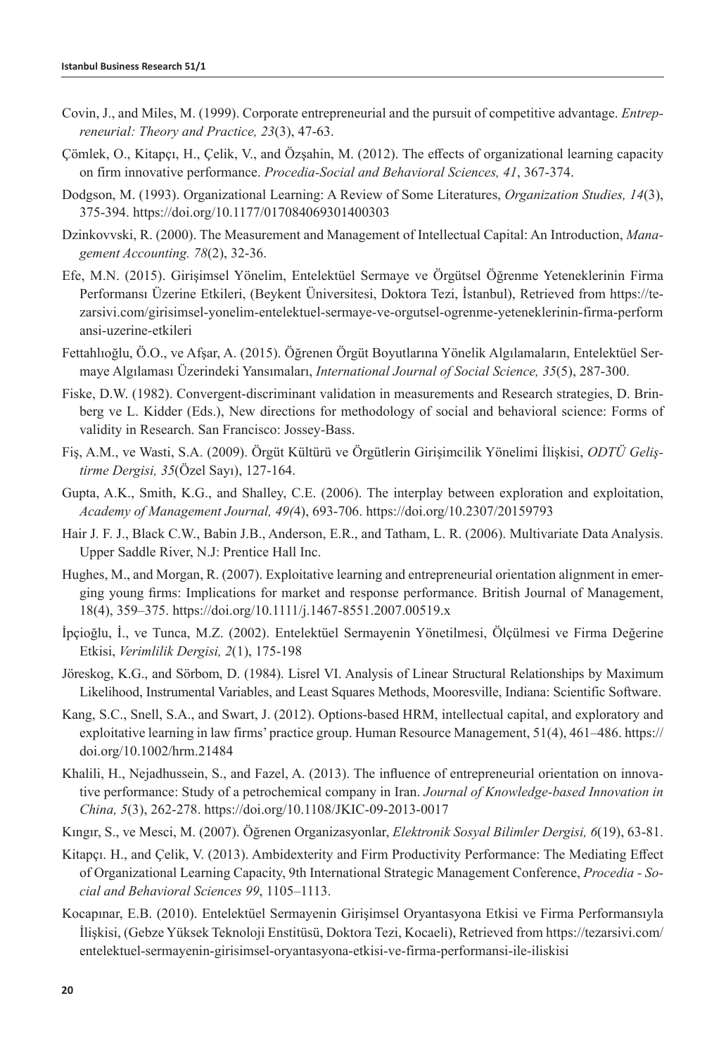Covin, J., and Miles, M. (1999). Corporate entrepreneurial and the pursuit of competitive advantage. *Entrepreneurial: Theory and Practice, 23*(3), 47-63.

Çömlek, O., Kitapçı, H., Çelik, V., and Özşahin, M. (2012). The effects of organizational learning capacity on firm innovative performance. *Procedia-Social and Behavioral Sciences, 41*, 367-374.

Dodgson, M. (1993). Organizational Learning: A Review of Some Literatures, *Organization Studies, 14*(3), 375-394. https://doi.org/10.1177/017084069301400303

Dzinkovvski, R. (2000). The Measurement and Management of Intellectual Capital: An Introduction, *Management Accounting. 78*(2), 32-36.

Efe, M.N. (2015). Girişimsel Yönelim, Entelektüel Sermaye ve Örgütsel Öğrenme Yeteneklerinin Firma Performansı Üzerine Etkileri, (Beykent Üniversitesi, Doktora Tezi, İstanbul), Retrieved from https://tezarsivi.com/girisimsel-yonelim-entelektuel-sermaye-ve-orgutsel-ogrenme-yeteneklerinin-firma-performansi-uzerine-etkileri

Fettahlıoğlu, Ö.O., ve Afşar, A. (2015). Öğrenen Örgüt Boyutlarına Yönelik Algılamaların, Entelektüel Sermaye Algılaması Üzerindeki Yansımaları, *International Journal of Social Science, 35*(5), 287-300.

Fiske, D.W. (1982). Convergent-discriminant validation in measurements and Research strategies, D. Brinberg ve L. Kidder (Eds.), New directions for methodology of social and behavioral science: Forms of validity in Research. San Francisco: Jossey-Bass.

Fiş, A.M., ve Wasti, S.A. (2009). Örgüt Kültürü ve Örgütlerin Girişimcilik Yönelimi İlişkisi, *ODTÜ Geliştirme Dergisi, 35*(Özel Sayı), 127-164.

Gupta, A.K., Smith, K.G., and Shalley, C.E. (2006). The interplay between exploration and exploitation, *Academy of Management Journal, 49(*4), 693-706. https://doi.org/10.2307/20159793

Hair J. F. J., Black C.W., Babin J.B., Anderson, E.R., and Tatham, L. R. (2006). Multivariate Data Analysis. Upper Saddle River, N.J: Prentice Hall Inc.

Hughes, M., and Morgan, R. (2007). Exploitative learning and entrepreneurial orientation alignment in emerging young firms: Implications for market and response performance. British Journal of Management, 18(4), 359–375. https://doi.org/10.1111/j.1467-8551.2007.00519.x

İpçioğlu, İ., ve Tunca, M.Z. (2002). Entelektüel Sermayenin Yönetilmesi, Ölçülmesi ve Firma Değerine Etkisi, *Verimlilik Dergisi, 2*(1), 175-198

Jöreskog, K.G., and Sörbom, D. (1984). Lisrel VI. Analysis of Linear Structural Relationships by Maximum Likelihood, Instrumental Variables, and Least Squares Methods, Mooresville, Indiana: Scientific Software.

Kang, S.C., Snell, S.A., and Swart, J. (2012). Options-based HRM, intellectual capital, and exploratory and exploitative learning in law firms' practice group. Human Resource Management, 51(4), 461–486. https://doi.org/10.1002/hrm.21484

Khalili, H., Nejadhussein, S., and Fazel, A. (2013). The influence of entrepreneurial orientation on innovative performance: Study of a petrochemical company in Iran. *Journal of Knowledge-based Innovation in China, 5*(3), 262-278. https://doi.org/10.1108/JKIC-09-2013-0017

Kıngır, S., ve Mesci, M. (2007). Öğrenen Organizasyonlar, *Elektronik Sosyal Bilimler Dergisi, 6*(19), 63-81.

Kitapçı. H., and Çelik, V. (2013). Ambidexterity and Firm Productivity Performance: The Mediating Effect of Organizational Learning Capacity, 9th International Strategic Management Conference, *Procedia - Social and Behavioral Sciences 99*, 1105–1113.

Kocapınar, E.B. (2010). Entelektüel Sermayenin Girişimsel Oryantasyona Etkisi ve Firma Performansıyla İlişkisi, (Gebze Yüksek Teknoloji Enstitüsü, Doktora Tezi, Kocaeli), Retrieved from https://tezarsivi.com/entelektuel-sermayenin-girisimsel-oryantasyona-etkisi-ve-firma-performansi-ile-iliskisi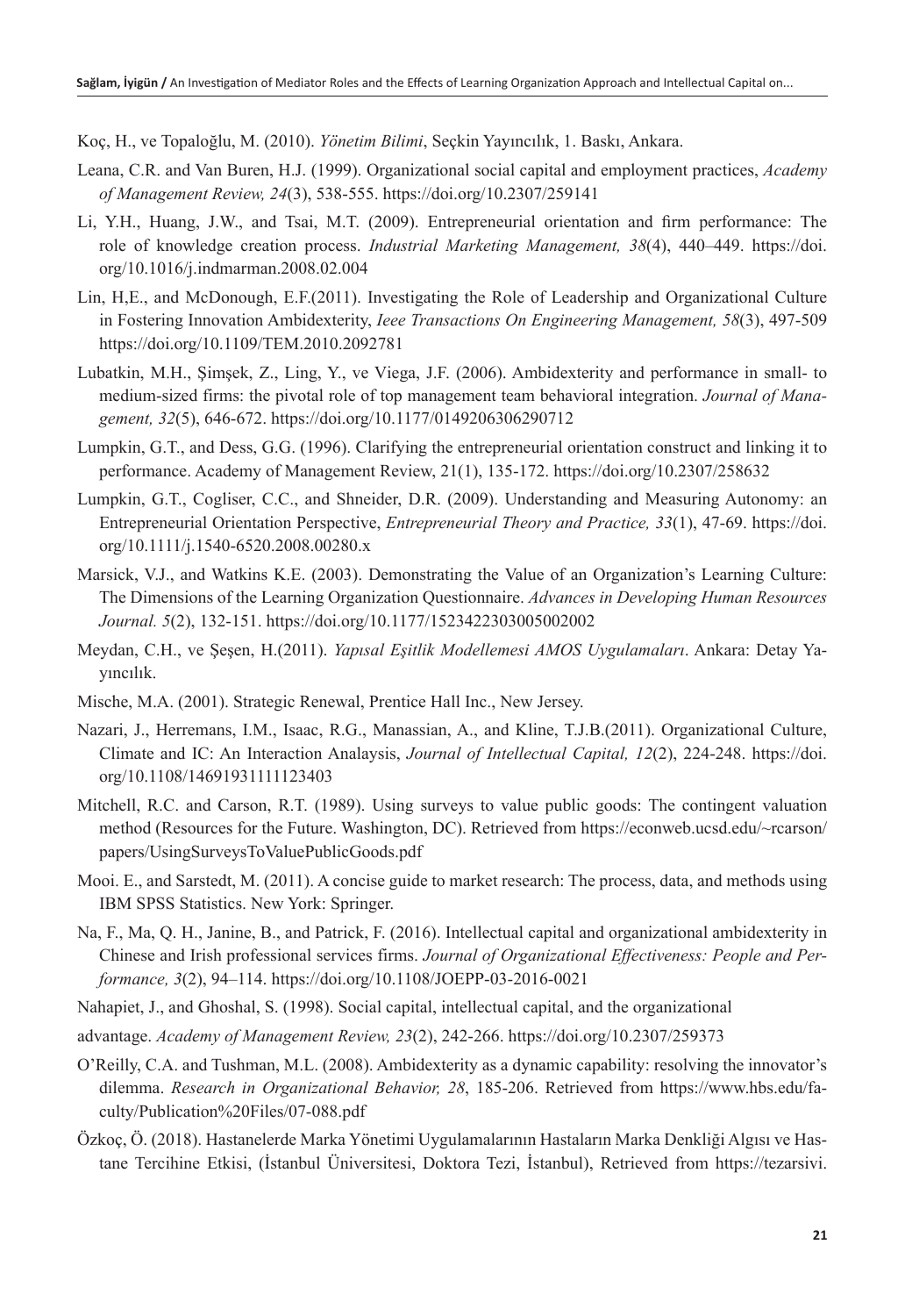Koç, H., ve Topaloğlu, M. (2010). *Yönetim Bilimi*, Seçkin Yayıncılık, 1. Baskı, Ankara.

Leana, C.R. and Van Buren, H.J. (1999). Organizational social capital and employment practices, *Academy of Management Review, 24*(3), 538-555. https://doi.org/10.2307/259141

Li, Y.H., Huang, J.W., and Tsai, M.T. (2009). Entrepreneurial orientation and firm performance: The role of knowledge creation process. *Industrial Marketing Management, 38*(4), 440–449. https://doi.org/10.1016/j.indmarman.2008.02.004

Lin, H,E., and McDonough, E.F.(2011). Investigating the Role of Leadership and Organizational Culture in Fostering Innovation Ambidexterity, *Ieee Transactions On Engineering Management, 58*(3), 497-509 https://doi.org/10.1109/TEM.2010.2092781

Lubatkin, M.H., Şimşek, Z., Ling, Y., ve Viega, J.F. (2006). Ambidexterity and performance in small- to medium-sized firms: the pivotal role of top management team behavioral integration. *Journal of Management, 32*(5), 646-672. https://doi.org/10.1177/0149206306290712

Lumpkin, G.T., and Dess, G.G. (1996). Clarifying the entrepreneurial orientation construct and linking it to performance. Academy of Management Review, 21(1), 135-172. https://doi.org/10.2307/258632

Lumpkin, G.T., Cogliser, C.C., and Shneider, D.R. (2009). Understanding and Measuring Autonomy: an Entrepreneurial Orientation Perspective, *Entrepreneurial Theory and Practice, 33*(1), 47-69. https://doi.org/10.1111/j.1540-6520.2008.00280.x

Marsick, V.J., and Watkins K.E. (2003). Demonstrating the Value of an Organization's Learning Culture: The Dimensions of the Learning Organization Questionnaire. *Advances in Developing Human Resources Journal. 5*(2), 132-151. https://doi.org/10.1177/1523422303005002002

Meydan, C.H., ve Şeşen, H.(2011). *Yapısal Eşitlik Modellemesi AMOS Uygulamaları*. Ankara: Detay Yayıncılık.

Mische, M.A. (2001). Strategic Renewal, Prentice Hall Inc., New Jersey.

Nazari, J., Herremans, I.M., Isaac, R.G., Manassian, A., and Kline, T.J.B.(2011). Organizational Culture, Climate and IC: An Interaction Analaysis, *Journal of Intellectual Capital, 12*(2), 224-248. https://doi.org/10.1108/14691931111123403

Mitchell, R.C. and Carson, R.T. (1989). Using surveys to value public goods: The contingent valuation method (Resources for the Future. Washington, DC). Retrieved from https://econweb.ucsd.edu/~rcarson/papers/UsingSurveysToValuePublicGoods.pdf

Mooi. E., and Sarstedt, M. (2011). A concise guide to market research: The process, data, and methods using IBM SPSS Statistics. New York: Springer.

Na, F., Ma, Q. H., Janine, B., and Patrick, F. (2016). Intellectual capital and organizational ambidexterity in Chinese and Irish professional services firms. *Journal of Organizational Effectiveness: People and Performance, 3*(2), 94–114. https://doi.org/10.1108/JOEPP-03-2016-0021

Nahapiet, J., and Ghoshal, S. (1998). Social capital, intellectual capital, and the organizational

advantage. *Academy of Management Review, 23*(2), 242-266. https://doi.org/10.2307/259373

O'Reilly, C.A. and Tushman, M.L. (2008). Ambidexterity as a dynamic capability: resolving the innovator's dilemma. *Research in Organizational Behavior, 28*, 185-206. Retrieved from https://www.hbs.edu/faculty/Publication%20Files/07-088.pdf

Özkoç, Ö. (2018). Hastanelerde Marka Yönetimi Uygulamalarının Hastaların Marka Denkliği Algısı ve Hastane Tercihine Etkisi, (İstanbul Üniversitesi, Doktora Tezi, İstanbul), Retrieved from https://tezarsivi.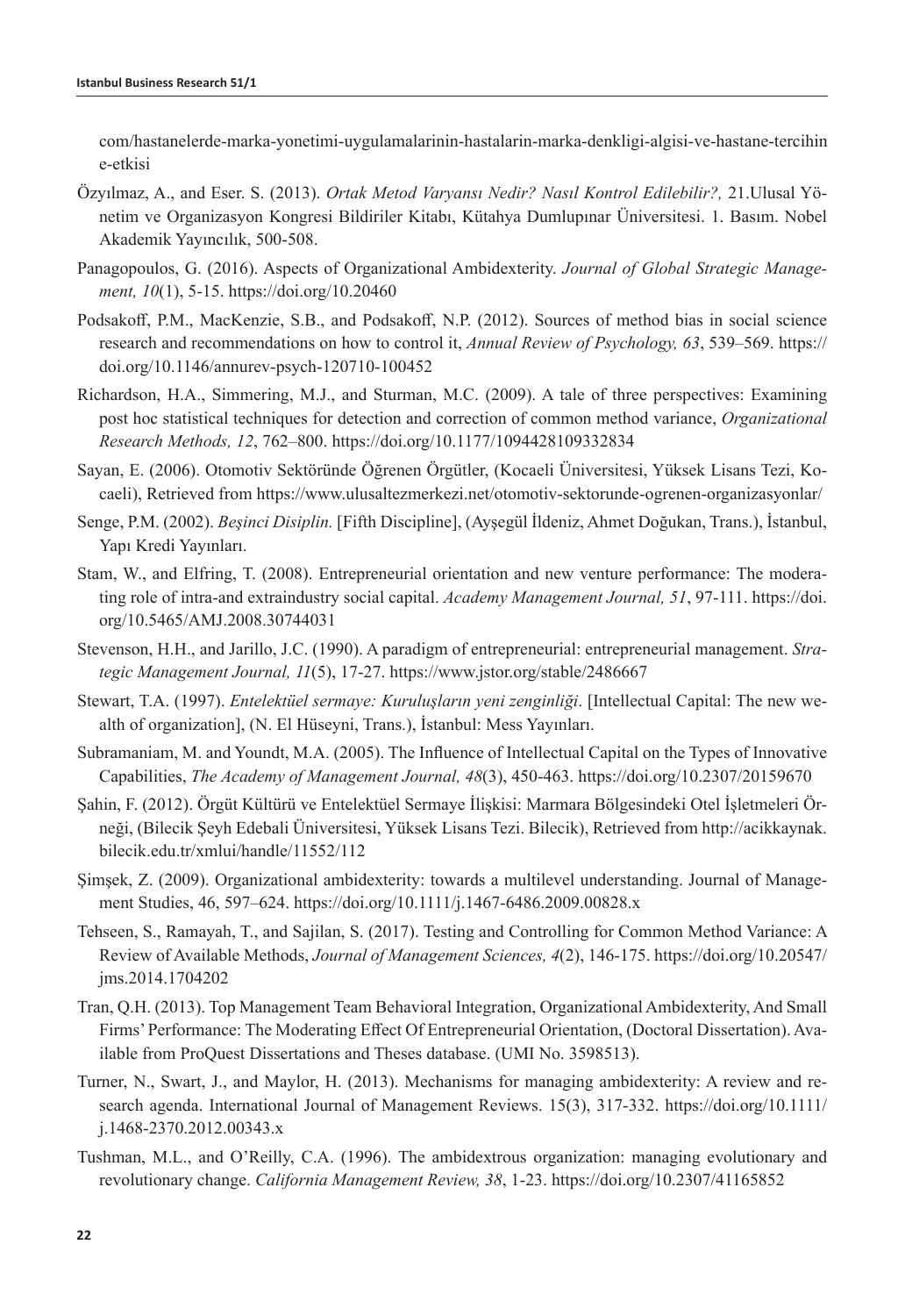com/hastanelerde-marka-yonetimi-uygulamalarinin-hastalarin-marka-denkligi-algisi-ve-hastane-tercihine-etkisi

Özyılmaz, A., and Eser. S. (2013). *Ortak Metod Varyansı Nedir? Nasıl Kontrol Edilebilir?,* 21.Ulusal Yönetim ve Organizasyon Kongresi Bildiriler Kitabı, Kütahya Dumlupınar Üniversitesi. 1. Basım. Nobel Akademik Yayıncılık, 500-508.

Panagopoulos, G. (2016). Aspects of Organizational Ambidexterity. *Journal of Global Strategic Management, 10*(1), 5-15. https://doi.org/10.20460

Podsakoff, P.M., MacKenzie, S.B., and Podsakoff, N.P. (2012). Sources of method bias in social science research and recommendations on how to control it, *Annual Review of Psychology, 63*, 539–569. https://doi.org/10.1146/annurev-psych-120710-100452

Richardson, H.A., Simmering, M.J., and Sturman, M.C. (2009). A tale of three perspectives: Examining post hoc statistical techniques for detection and correction of common method variance, *Organizational Research Methods, 12*, 762–800. https://doi.org/10.1177/1094428109332834

Sayan, E. (2006). Otomotiv Sektöründe Öğrenen Örgütler, (Kocaeli Üniversitesi, Yüksek Lisans Tezi, Kocaeli), Retrieved from https://www.ulusaltezmerkezi.net/otomotiv-sektorunde-ogrenen-organizasyonlar/

Senge, P.M. (2002). *Beşinci Disiplin.* [Fifth Discipline], (Ayşegül İldeniz, Ahmet Doğukan, Trans.), İstanbul, Yapı Kredi Yayınları.

Stam, W., and Elfring, T. (2008). Entrepreneurial orientation and new venture performance: The moderating role of intra-and extraindustry social capital. *Academy Management Journal, 51*, 97-111. https://doi.org/10.5465/AMJ.2008.30744031

Stevenson, H.H., and Jarillo, J.C. (1990). A paradigm of entrepreneurial: entrepreneurial management. *Strategic Management Journal, 11*(5), 17-27. https://www.jstor.org/stable/2486667

Stewart, T.A. (1997). *Entelektüel sermaye: Kuruluşların yeni zenginliği*. [Intellectual Capital: The new wealth of organization], (N. El Hüseyni, Trans.), İstanbul: Mess Yayınları.

Subramaniam, M. and Youndt, M.A. (2005). The Influence of Intellectual Capital on the Types of Innovative Capabilities, *The Academy of Management Journal, 48*(3), 450-463. https://doi.org/10.2307/20159670

Şahin, F. (2012). Örgüt Kültürü ve Entelektüel Sermaye İlişkisi: Marmara Bölgesindeki Otel İşletmeleri Örneği, (Bilecik Şeyh Edebali Üniversitesi, Yüksek Lisans Tezi. Bilecik), Retrieved from http://acikkaynak.bilecik.edu.tr/xmlui/handle/11552/112

Şimşek, Z. (2009). Organizational ambidexterity: towards a multilevel understanding. Journal of Management Studies, 46, 597–624. https://doi.org/10.1111/j.1467-6486.2009.00828.x

Tehseen, S., Ramayah, T., and Sajilan, S. (2017). Testing and Controlling for Common Method Variance: A Review of Available Methods, *Journal of Management Sciences, 4*(2), 146-175. https://doi.org/10.20547/jms.2014.1704202

Tran, Q.H. (2013). Top Management Team Behavioral Integration, Organizational Ambidexterity, And Small Firms' Performance: The Moderating Effect Of Entrepreneurial Orientation, (Doctoral Dissertation). Available from ProQuest Dissertations and Theses database. (UMI No. 3598513).

Turner, N., Swart, J., and Maylor, H. (2013). Mechanisms for managing ambidexterity: A review and research agenda. International Journal of Management Reviews. 15(3), 317-332. https://doi.org/10.1111/j.1468-2370.2012.00343.x

Tushman, M.L., and O'Reilly, C.A. (1996). The ambidextrous organization: managing evolutionary and revolutionary change. *California Management Review, 38*, 1-23. https://doi.org/10.2307/41165852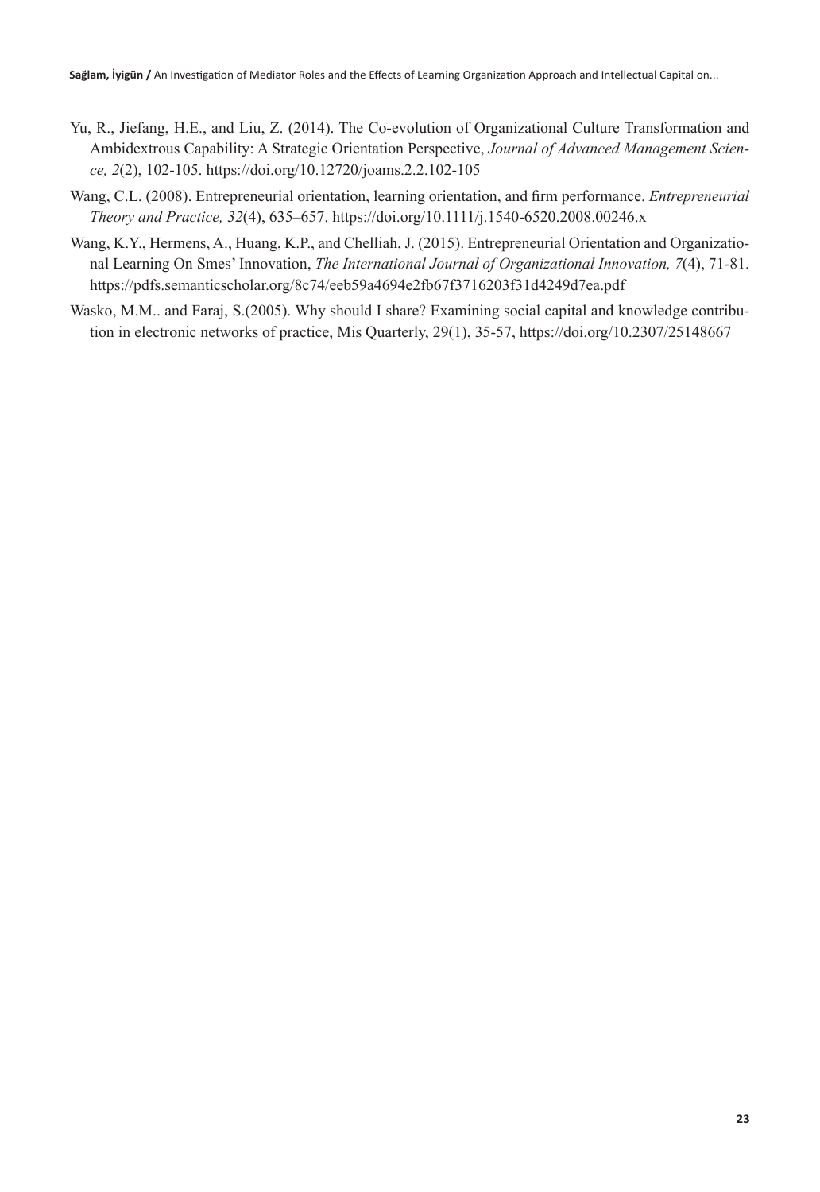Yu, R., Jiefang, H.E., and Liu, Z. (2014). The Co-evolution of Organizational Culture Transformation and Ambidextrous Capability: A Strategic Orientation Perspective, *Journal of Advanced Management Science, 2*(2), 102-105. https://doi.org/10.12720/joams.2.2.102-105

Wang, C.L. (2008). Entrepreneurial orientation, learning orientation, and firm performance. *Entrepreneurial Theory and Practice, 32*(4), 635–657. https://doi.org/10.1111/j.1540-6520.2008.00246.x

Wang, K.Y., Hermens, A., Huang, K.P., and Chelliah, J. (2015). Entrepreneurial Orientation and Organizational Learning On Smes' Innovation, *The International Journal of Organizational Innovation, 7*(4), 71-81. https://pdfs.semanticscholar.org/8c74/eeb59a4694e2fb67f3716203f31d4249d7ea.pdf

Wasko, M.M.. and Faraj, S.(2005). Why should I share? Examining social capital and knowledge contribution in electronic networks of practice, Mis Quarterly, 29(1), 35-57, https://doi.org/10.2307/25148667